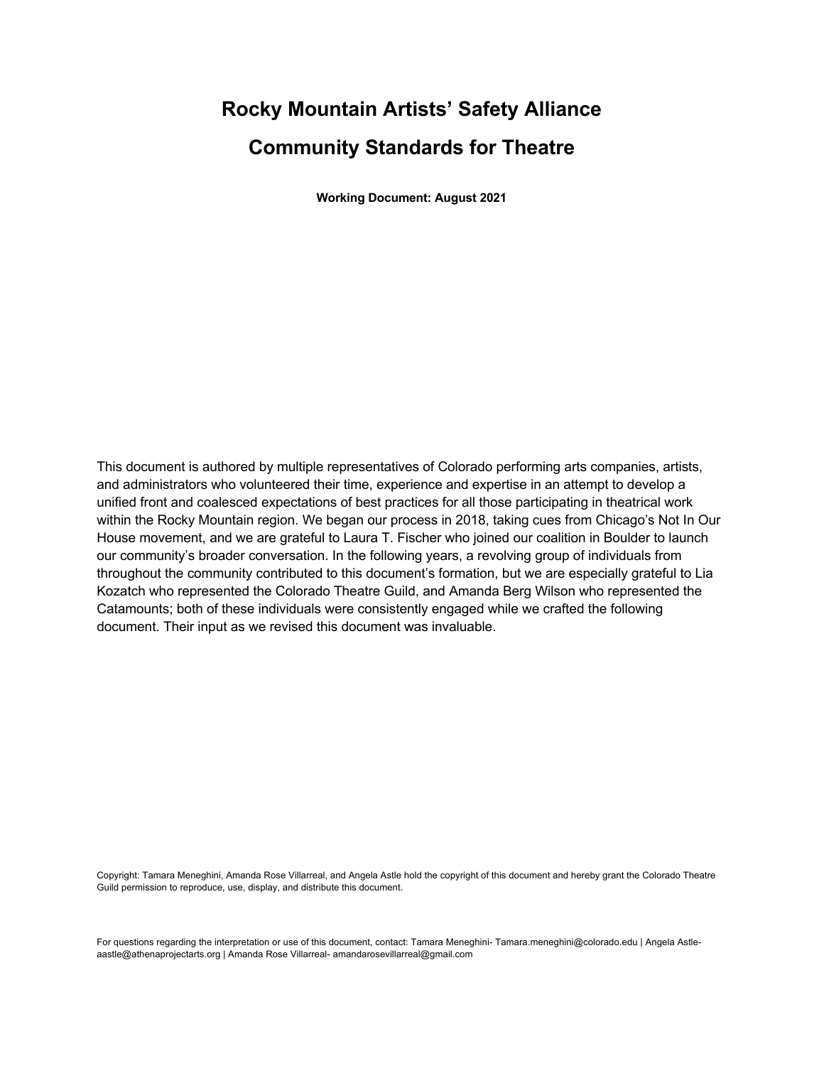# Rocky Mountain Artists' Safety Alliance

# Community Standards for Theatre

**Working Document: August 2021**

This document is authored by multiple representatives of Colorado performing arts companies, artists, and administrators who volunteered their time, experience and expertise in an attempt to develop a unified front and coalesced expectations of best practices for all those participating in theatrical work within the Rocky Mountain region. We began our process in 2018, taking cues from Chicago's Not In Our House movement, and we are grateful to Laura T. Fischer who joined our coalition in Boulder to launch our community's broader conversation. In the following years, a revolving group of individuals from throughout the community contributed to this document's formation, but we are especially grateful to Lia Kozatch who represented the Colorado Theatre Guild, and Amanda Berg Wilson who represented the Catamounts; both of these individuals were consistently engaged while we crafted the following document. Their input as we revised this document was invaluable.

Copyright: Tamara Meneghini, Amanda Rose Villarreal, and Angela Astle hold the copyright of this document and hereby grant the Colorado Theatre Guild permission to reproduce, use, display, and distribute this document.

For questions regarding the interpretation or use of this document, contact: Tamara Meneghini- Tamara.meneghini@colorado.edu | Angela Astle- aastle@athenaprojectarts.org | Amanda Rose Villarreal- amandarosevillarreal@gmail.com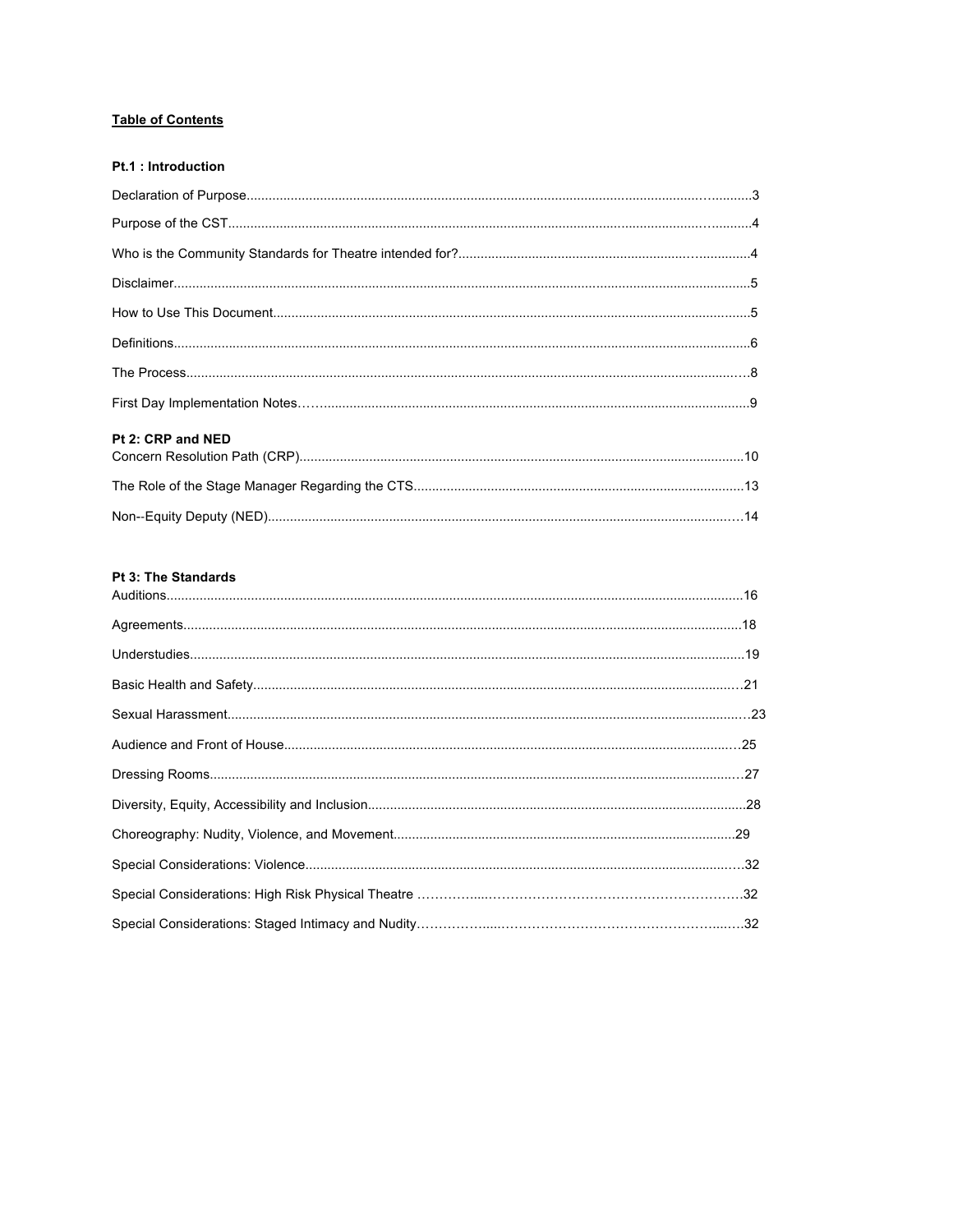**Table of Contents**

**Pt.1 : Introduction**

Declaration of Purpose.......................................................................................................................3

Purpose of the CST............................................................................................................................4

Who is the Community Standards for Theatre intended for?..............................................................4

Disclaimer...........................................................................................................................................5

How to Use This Document................................................................................................................5

Definitions...........................................................................................................................................6

The Process........................................................................................................................................8

First Day Implementation Notes..........................................................................................................9

**Pt 2: CRP and NED**

Concern Resolution Path (CRP)........................................................................................................10

The Role of the Stage Manager Regarding the CTS.........................................................................13

Non--Equity Deputy (NED)................................................................................................................14

**Pt 3: The Standards**

Auditions...........................................................................................................................................16

Agreements.......................................................................................................................................18

Understudies.....................................................................................................................................19

Basic Health and Safety....................................................................................................................21

Sexual Harassment...........................................................................................................................23

Audience and Front of House............................................................................................................25

Dressing Rooms................................................................................................................................27

Diversity, Equity, Accessibility and Inclusion.....................................................................................28

Choreography: Nudity, Violence, and Movement...............................................................................29

Special Considerations: Violence.......................................................................................................32

Special Considerations: High Risk Physical Theatre ..........................................................................32

Special Considerations: Staged Intimacy and Nudity..........................................................................32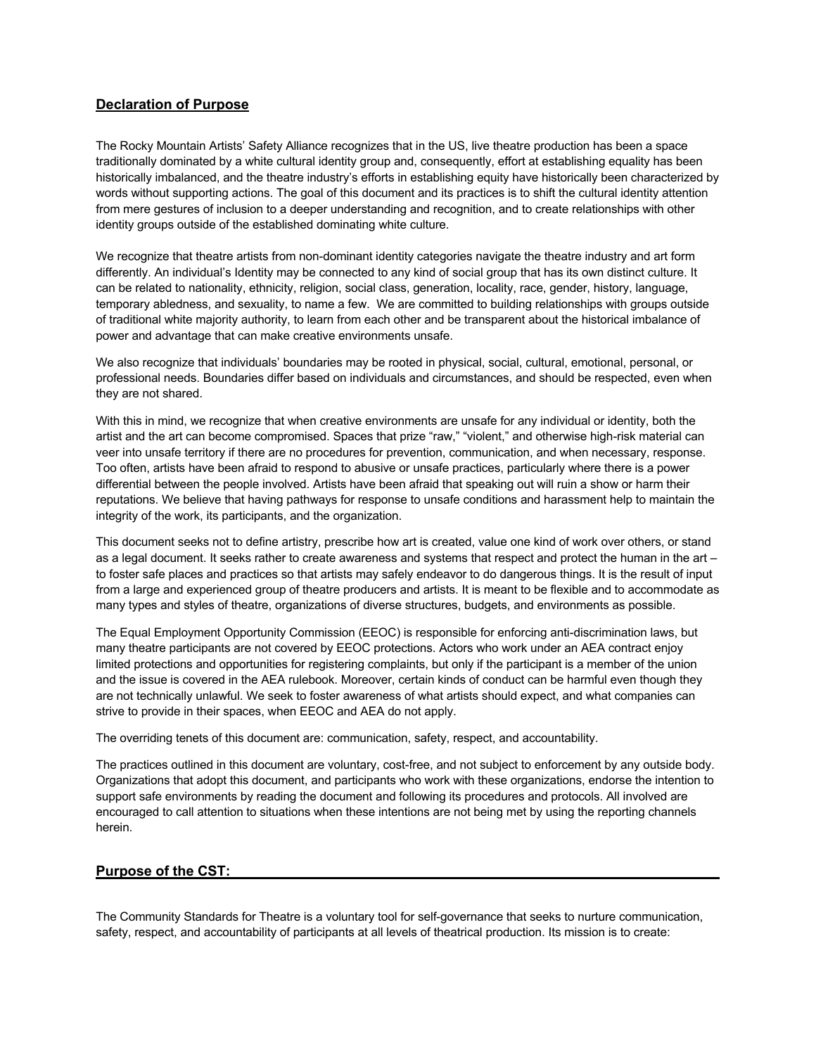## Declaration of Purpose

The Rocky Mountain Artists' Safety Alliance recognizes that in the US, live theatre production has been a space traditionally dominated by a white cultural identity group and, consequently, effort at establishing equality has been historically imbalanced, and the theatre industry's efforts in establishing equity have historically been characterized by words without supporting actions. The goal of this document and its practices is to shift the cultural identity attention from mere gestures of inclusion to a deeper understanding and recognition, and to create relationships with other identity groups outside of the established dominating white culture.

We recognize that theatre artists from non-dominant identity categories navigate the theatre industry and art form differently. An individual's Identity may be connected to any kind of social group that has its own distinct culture. It can be related to nationality, ethnicity, religion, social class, generation, locality, race, gender, history, language, temporary abledness, and sexuality, to name a few. We are committed to building relationships with groups outside of traditional white majority authority, to learn from each other and be transparent about the historical imbalance of power and advantage that can make creative environments unsafe.

We also recognize that individuals' boundaries may be rooted in physical, social, cultural, emotional, personal, or professional needs. Boundaries differ based on individuals and circumstances, and should be respected, even when they are not shared.

With this in mind, we recognize that when creative environments are unsafe for any individual or identity, both the artist and the art can become compromised. Spaces that prize "raw," "violent," and otherwise high-risk material can veer into unsafe territory if there are no procedures for prevention, communication, and when necessary, response. Too often, artists have been afraid to respond to abusive or unsafe practices, particularly where there is a power differential between the people involved. Artists have been afraid that speaking out will ruin a show or harm their reputations. We believe that having pathways for response to unsafe conditions and harassment help to maintain the integrity of the work, its participants, and the organization.

This document seeks not to define artistry, prescribe how art is created, value one kind of work over others, or stand as a legal document. It seeks rather to create awareness and systems that respect and protect the human in the art – to foster safe places and practices so that artists may safely endeavor to do dangerous things. It is the result of input from a large and experienced group of theatre producers and artists. It is meant to be flexible and to accommodate as many types and styles of theatre, organizations of diverse structures, budgets, and environments as possible.

The Equal Employment Opportunity Commission (EEOC) is responsible for enforcing anti-discrimination laws, but many theatre participants are not covered by EEOC protections. Actors who work under an AEA contract enjoy limited protections and opportunities for registering complaints, but only if the participant is a member of the union and the issue is covered in the AEA rulebook. Moreover, certain kinds of conduct can be harmful even though they are not technically unlawful. We seek to foster awareness of what artists should expect, and what companies can strive to provide in their spaces, when EEOC and AEA do not apply.

The overriding tenets of this document are: communication, safety, respect, and accountability.

The practices outlined in this document are voluntary, cost-free, and not subject to enforcement by any outside body. Organizations that adopt this document, and participants who work with these organizations, endorse the intention to support safe environments by reading the document and following its procedures and protocols. All involved are encouraged to call attention to situations when these intentions are not being met by using the reporting channels herein.

## Purpose of the CST:

The Community Standards for Theatre is a voluntary tool for self-governance that seeks to nurture communication, safety, respect, and accountability of participants at all levels of theatrical production. Its mission is to create: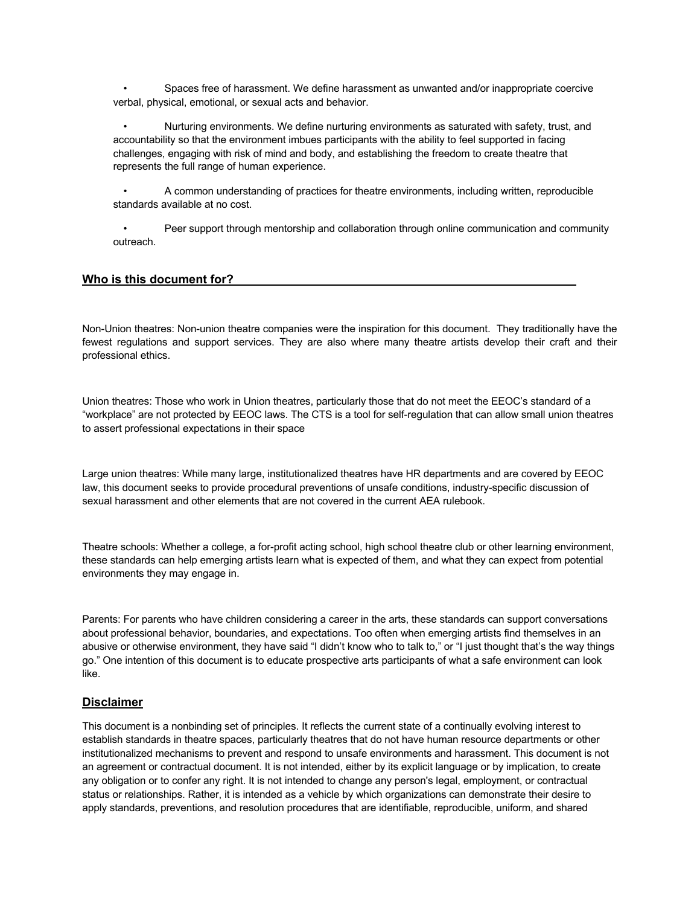- Spaces free of harassment. We define harassment as unwanted and/or inappropriate coercive verbal, physical, emotional, or sexual acts and behavior.

- Nurturing environments. We define nurturing environments as saturated with safety, trust, and accountability so that the environment imbues participants with the ability to feel supported in facing challenges, engaging with risk of mind and body, and establishing the freedom to create theatre that represents the full range of human experience.

- A common understanding of practices for theatre environments, including written, reproducible standards available at no cost.

- Peer support through mentorship and collaboration through online communication and community outreach.

## Who is this document for?

Non-Union theatres: Non-union theatre companies were the inspiration for this document. They traditionally have the fewest regulations and support services. They are also where many theatre artists develop their craft and their professional ethics.

Union theatres: Those who work in Union theatres, particularly those that do not meet the EEOC's standard of a "workplace" are not protected by EEOC laws. The CTS is a tool for self-regulation that can allow small union theatres to assert professional expectations in their space

Large union theatres: While many large, institutionalized theatres have HR departments and are covered by EEOC law, this document seeks to provide procedural preventions of unsafe conditions, industry-specific discussion of sexual harassment and other elements that are not covered in the current AEA rulebook.

Theatre schools: Whether a college, a for-profit acting school, high school theatre club or other learning environment, these standards can help emerging artists learn what is expected of them, and what they can expect from potential environments they may engage in.

Parents: For parents who have children considering a career in the arts, these standards can support conversations about professional behavior, boundaries, and expectations. Too often when emerging artists find themselves in an abusive or otherwise environment, they have said "I didn't know who to talk to," or "I just thought that's the way things go." One intention of this document is to educate prospective arts participants of what a safe environment can look like.

## Disclaimer

This document is a nonbinding set of principles. It reflects the current state of a continually evolving interest to establish standards in theatre spaces, particularly theatres that do not have human resource departments or other institutionalized mechanisms to prevent and respond to unsafe environments and harassment. This document is not an agreement or contractual document. It is not intended, either by its explicit language or by implication, to create any obligation or to confer any right. It is not intended to change any person's legal, employment, or contractual status or relationships. Rather, it is intended as a vehicle by which organizations can demonstrate their desire to apply standards, preventions, and resolution procedures that are identifiable, reproducible, uniform, and shared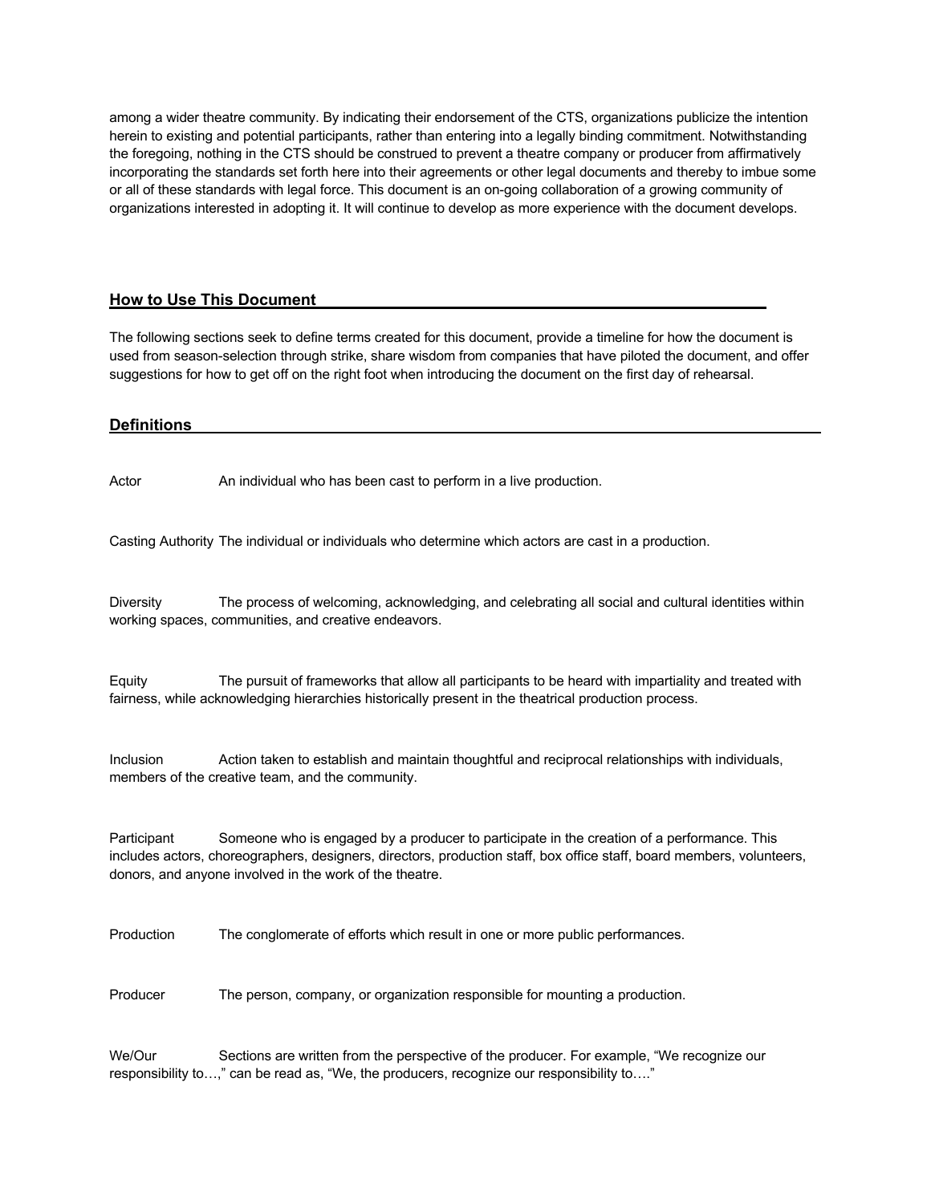among a wider theatre community. By indicating their endorsement of the CTS, organizations publicize the intention herein to existing and potential participants, rather than entering into a legally binding commitment. Notwithstanding the foregoing, nothing in the CTS should be construed to prevent a theatre company or producer from affirmatively incorporating the standards set forth here into their agreements or other legal documents and thereby to imbue some or all of these standards with legal force. This document is an on-going collaboration of a growing community of organizations interested in adopting it. It will continue to develop as more experience with the document develops.

## How to Use This Document

The following sections seek to define terms created for this document, provide a timeline for how the document is used from season-selection through strike, share wisdom from companies that have piloted the document, and offer suggestions for how to get off on the right foot when introducing the document on the first day of rehearsal.

## Definitions

**Actor** An individual who has been cast to perform in a live production.

**Casting Authority** The individual or individuals who determine which actors are cast in a production.

**Diversity** The process of welcoming, acknowledging, and celebrating all social and cultural identities within working spaces, communities, and creative endeavors.

**Equity** The pursuit of frameworks that allow all participants to be heard with impartiality and treated with fairness, while acknowledging hierarchies historically present in the theatrical production process.

**Inclusion** Action taken to establish and maintain thoughtful and reciprocal relationships with individuals, members of the creative team, and the community.

**Participant** Someone who is engaged by a producer to participate in the creation of a performance. This includes actors, choreographers, designers, directors, production staff, box office staff, board members, volunteers, donors, and anyone involved in the work of the theatre.

**Production** The conglomerate of efforts which result in one or more public performances.

**Producer** The person, company, or organization responsible for mounting a production.

**We/Our** Sections are written from the perspective of the producer. For example, "We recognize our responsibility to…," can be read as, "We, the producers, recognize our responsibility to…."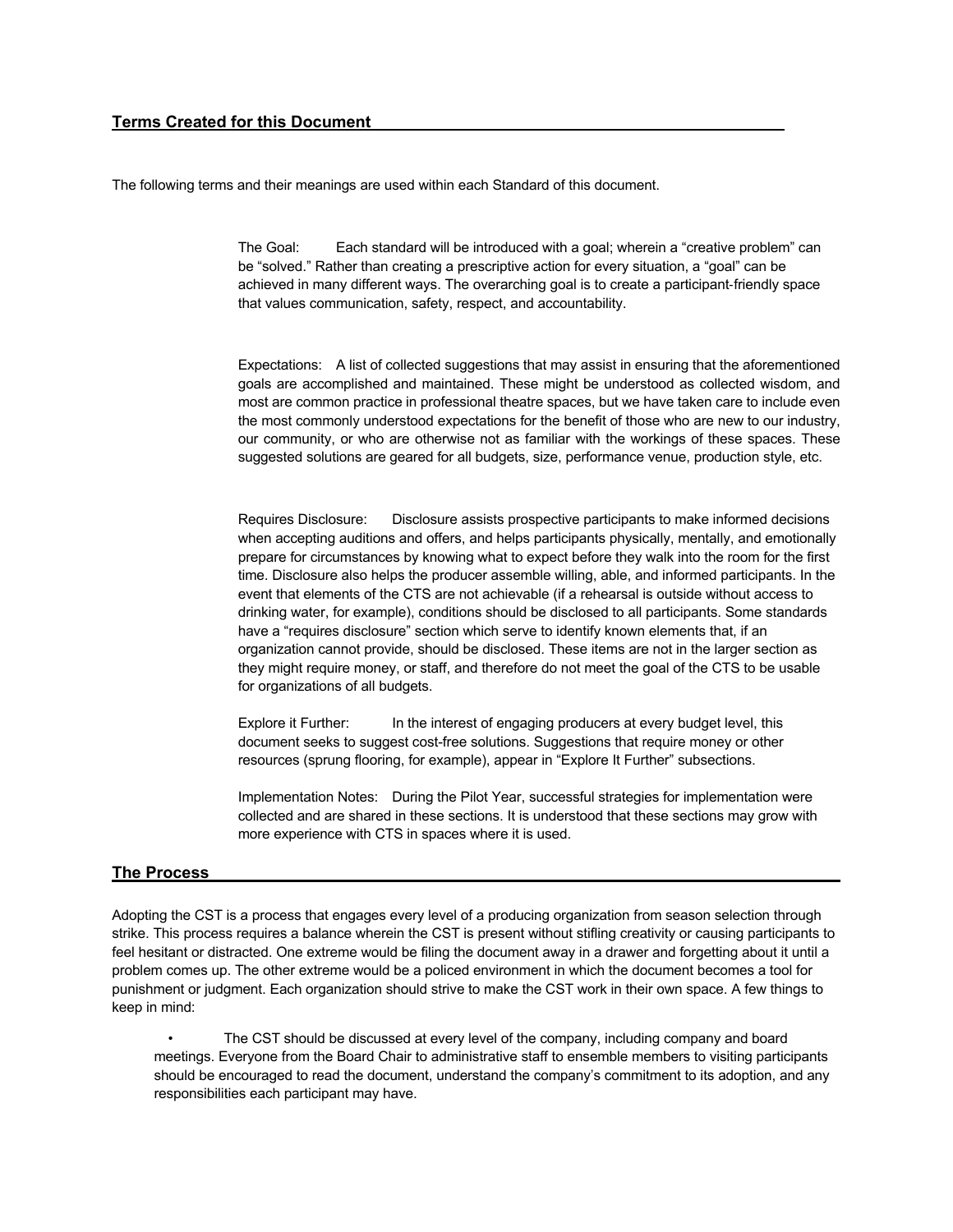## Terms Created for this Document

The following terms and their meanings are used within each Standard of this document.

The Goal: Each standard will be introduced with a goal; wherein a "creative problem" can be "solved." Rather than creating a prescriptive action for every situation, a "goal" can be achieved in many different ways. The overarching goal is to create a participant-friendly space that values communication, safety, respect, and accountability.

Expectations: A list of collected suggestions that may assist in ensuring that the aforementioned goals are accomplished and maintained. These might be understood as collected wisdom, and most are common practice in professional theatre spaces, but we have taken care to include even the most commonly understood expectations for the benefit of those who are new to our industry, our community, or who are otherwise not as familiar with the workings of these spaces. These suggested solutions are geared for all budgets, size, performance venue, production style, etc.

Requires Disclosure: Disclosure assists prospective participants to make informed decisions when accepting auditions and offers, and helps participants physically, mentally, and emotionally prepare for circumstances by knowing what to expect before they walk into the room for the first time. Disclosure also helps the producer assemble willing, able, and informed participants. In the event that elements of the CTS are not achievable (if a rehearsal is outside without access to drinking water, for example), conditions should be disclosed to all participants. Some standards have a "requires disclosure" section which serve to identify known elements that, if an organization cannot provide, should be disclosed. These items are not in the larger section as they might require money, or staff, and therefore do not meet the goal of the CTS to be usable for organizations of all budgets.

Explore it Further: In the interest of engaging producers at every budget level, this document seeks to suggest cost-free solutions. Suggestions that require money or other resources (sprung flooring, for example), appear in "Explore It Further" subsections.

Implementation Notes: During the Pilot Year, successful strategies for implementation were collected and are shared in these sections. It is understood that these sections may grow with more experience with CTS in spaces where it is used.

## The Process

Adopting the CST is a process that engages every level of a producing organization from season selection through strike. This process requires a balance wherein the CST is present without stifling creativity or causing participants to feel hesitant or distracted. One extreme would be filing the document away in a drawer and forgetting about it until a problem comes up. The other extreme would be a policed environment in which the document becomes a tool for punishment or judgment. Each organization should strive to make the CST work in their own space. A few things to keep in mind:

- The CST should be discussed at every level of the company, including company and board meetings. Everyone from the Board Chair to administrative staff to ensemble members to visiting participants should be encouraged to read the document, understand the company's commitment to its adoption, and any responsibilities each participant may have.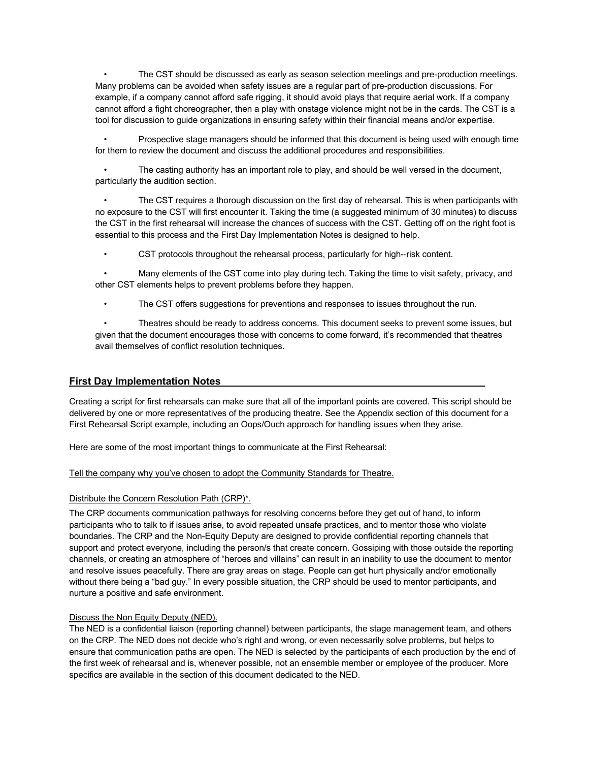- The CST should be discussed as early as season selection meetings and pre-production meetings. Many problems can be avoided when safety issues are a regular part of pre-production discussions. For example, if a company cannot afford safe rigging, it should avoid plays that require aerial work. If a company cannot afford a fight choreographer, then a play with onstage violence might not be in the cards. The CST is a tool for discussion to guide organizations in ensuring safety within their financial means and/or expertise.

- Prospective stage managers should be informed that this document is being used with enough time for them to review the document and discuss the additional procedures and responsibilities.

- The casting authority has an important role to play, and should be well versed in the document, particularly the audition section.

- The CST requires a thorough discussion on the first day of rehearsal. This is when participants with no exposure to the CST will first encounter it. Taking the time (a suggested minimum of 30 minutes) to discuss the CST in the first rehearsal will increase the chances of success with the CST. Getting off on the right foot is essential to this process and the First Day Implementation Notes is designed to help.

- CST protocols throughout the rehearsal process, particularly for high--risk content.

- Many elements of the CST come into play during tech. Taking the time to visit safety, privacy, and other CST elements helps to prevent problems before they happen.

- The CST offers suggestions for preventions and responses to issues throughout the run.

- Theatres should be ready to address concerns. This document seeks to prevent some issues, but given that the document encourages those with concerns to come forward, it's recommended that theatres avail themselves of conflict resolution techniques.

## First Day Implementation Notes

Creating a script for first rehearsals can make sure that all of the important points are covered. This script should be delivered by one or more representatives of the producing theatre. See the Appendix section of this document for a First Rehearsal Script example, including an Oops/Ouch approach for handling issues when they arise.

Here are some of the most important things to communicate at the First Rehearsal:

<u>Tell the company why you've chosen to adopt the Community Standards for Theatre.</u>

<u>Distribute the Concern Resolution Path (CRP)*.</u>

The CRP documents communication pathways for resolving concerns before they get out of hand, to inform participants who to talk to if issues arise, to avoid repeated unsafe practices, and to mentor those who violate boundaries. The CRP and the Non-Equity Deputy are designed to provide confidential reporting channels that support and protect everyone, including the person/s that create concern. Gossiping with those outside the reporting channels, or creating an atmosphere of "heroes and villains" can result in an inability to use the document to mentor and resolve issues peacefully. There are gray areas on stage. People can get hurt physically and/or emotionally without there being a "bad guy." In every possible situation, the CRP should be used to mentor participants, and nurture a positive and safe environment.

<u>Discuss the Non Equity Deputy (NED).</u>

The NED is a confidential liaison (reporting channel) between participants, the stage management team, and others on the CRP. The NED does not decide who's right and wrong, or even necessarily solve problems, but helps to ensure that communication paths are open. The NED is selected by the participants of each production by the end of the first week of rehearsal and is, whenever possible, not an ensemble member or employee of the producer. More specifics are available in the section of this document dedicated to the NED.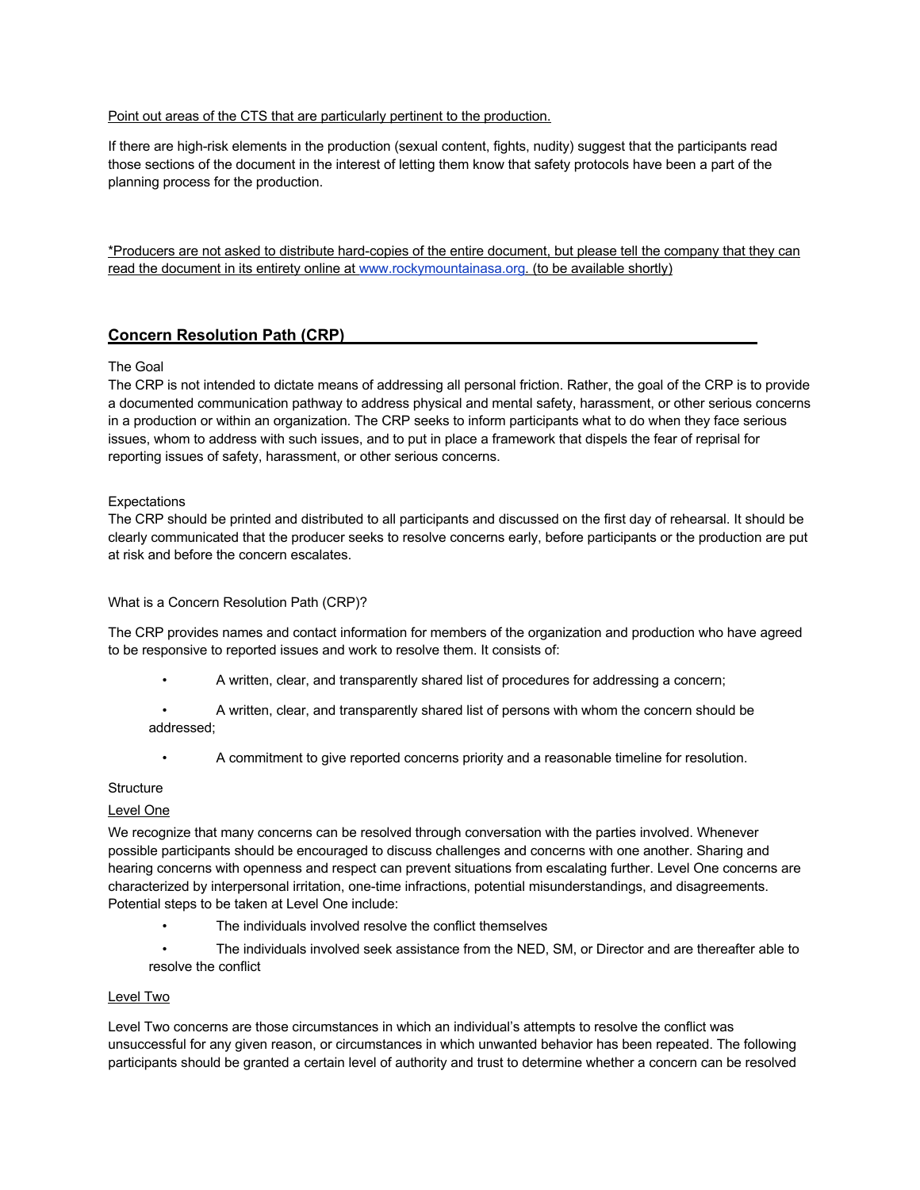Point out areas of the CTS that are particularly pertinent to the production.

If there are high-risk elements in the production (sexual content, fights, nudity) suggest that the participants read those sections of the document in the interest of letting them know that safety protocols have been a part of the planning process for the production.

*Producers are not asked to distribute hard-copies of the entire document, but please tell the company that they can read the document in its entirety online at www.rockymountainasa.org. (to be available shortly)

## Concern Resolution Path (CRP)

The Goal

The CRP is not intended to dictate means of addressing all personal friction. Rather, the goal of the CRP is to provide a documented communication pathway to address physical and mental safety, harassment, or other serious concerns in a production or within an organization. The CRP seeks to inform participants what to do when they face serious issues, whom to address with such issues, and to put in place a framework that dispels the fear of reprisal for reporting issues of safety, harassment, or other serious concerns.

Expectations

The CRP should be printed and distributed to all participants and discussed on the first day of rehearsal. It should be clearly communicated that the producer seeks to resolve concerns early, before participants or the production are put at risk and before the concern escalates.

What is a Concern Resolution Path (CRP)?

The CRP provides names and contact information for members of the organization and production who have agreed to be responsive to reported issues and work to resolve them. It consists of:

- A written, clear, and transparently shared list of procedures for addressing a concern;
- A written, clear, and transparently shared list of persons with whom the concern should be addressed;
- A commitment to give reported concerns priority and a reasonable timeline for resolution.

Structure

Level One

We recognize that many concerns can be resolved through conversation with the parties involved. Whenever possible participants should be encouraged to discuss challenges and concerns with one another. Sharing and hearing concerns with openness and respect can prevent situations from escalating further. Level One concerns are characterized by interpersonal irritation, one-time infractions, potential misunderstandings, and disagreements. Potential steps to be taken at Level One include:

- The individuals involved resolve the conflict themselves
- The individuals involved seek assistance from the NED, SM, or Director and are thereafter able to resolve the conflict

Level Two

Level Two concerns are those circumstances in which an individual's attempts to resolve the conflict was unsuccessful for any given reason, or circumstances in which unwanted behavior has been repeated. The following participants should be granted a certain level of authority and trust to determine whether a concern can be resolved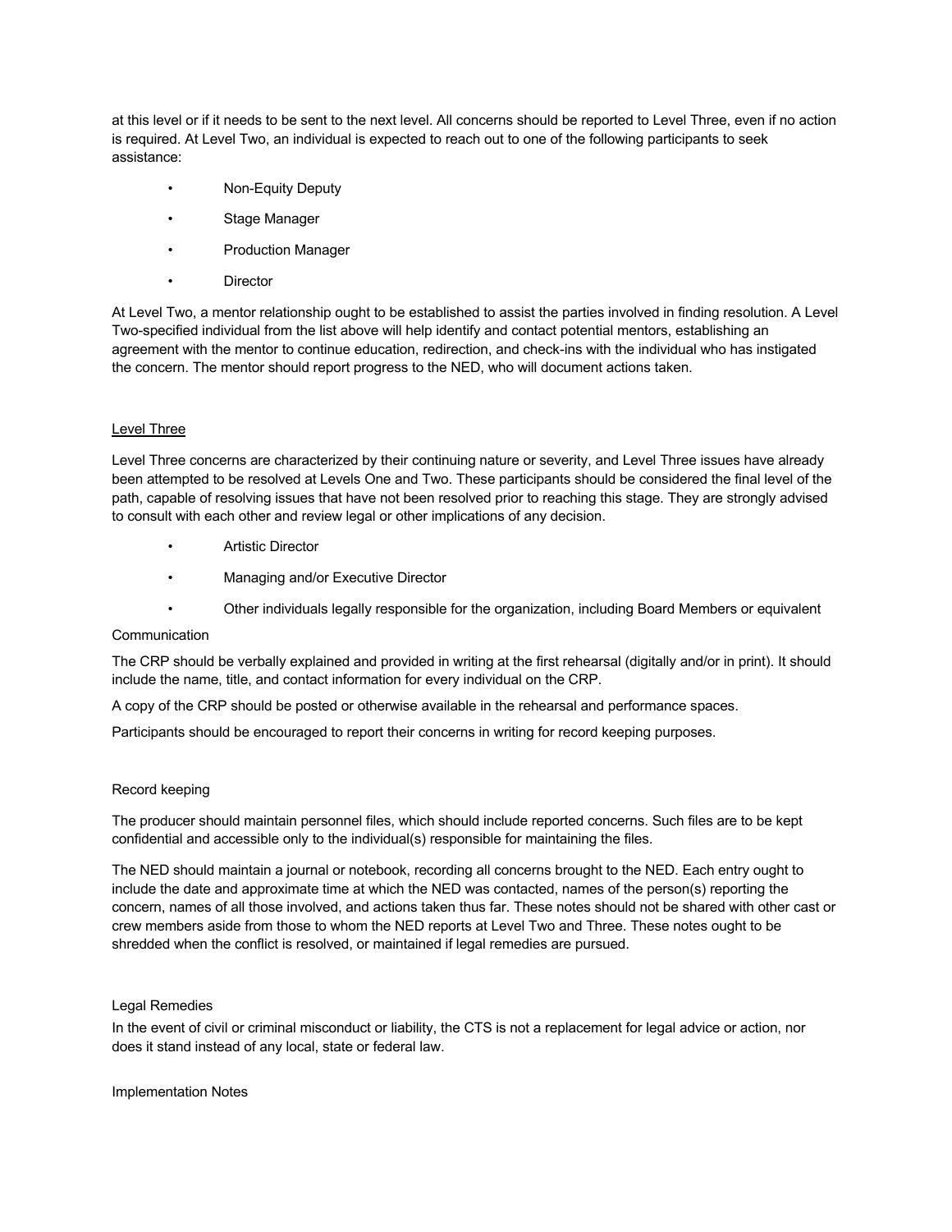at this level or if it needs to be sent to the next level. All concerns should be reported to Level Three, even if no action is required. At Level Two, an individual is expected to reach out to one of the following participants to seek assistance:

- Non-Equity Deputy
- Stage Manager
- Production Manager
- Director

At Level Two, a mentor relationship ought to be established to assist the parties involved in finding resolution. A Level Two-specified individual from the list above will help identify and contact potential mentors, establishing an agreement with the mentor to continue education, redirection, and check-ins with the individual who has instigated the concern. The mentor should report progress to the NED, who will document actions taken.

### Level Three

Level Three concerns are characterized by their continuing nature or severity, and Level Three issues have already been attempted to be resolved at Levels One and Two. These participants should be considered the final level of the path, capable of resolving issues that have not been resolved prior to reaching this stage. They are strongly advised to consult with each other and review legal or other implications of any decision.

- Artistic Director
- Managing and/or Executive Director
- Other individuals legally responsible for the organization, including Board Members or equivalent

### Communication

The CRP should be verbally explained and provided in writing at the first rehearsal (digitally and/or in print). It should include the name, title, and contact information for every individual on the CRP.

A copy of the CRP should be posted or otherwise available in the rehearsal and performance spaces.

Participants should be encouraged to report their concerns in writing for record keeping purposes.

### Record keeping

The producer should maintain personnel files, which should include reported concerns. Such files are to be kept confidential and accessible only to the individual(s) responsible for maintaining the files.

The NED should maintain a journal or notebook, recording all concerns brought to the NED. Each entry ought to include the date and approximate time at which the NED was contacted, names of the person(s) reporting the concern, names of all those involved, and actions taken thus far. These notes should not be shared with other cast or crew members aside from those to whom the NED reports at Level Two and Three. These notes ought to be shredded when the conflict is resolved, or maintained if legal remedies are pursued.

### Legal Remedies

In the event of civil or criminal misconduct or liability, the CTS is not a replacement for legal advice or action, nor does it stand instead of any local, state or federal law.

### Implementation Notes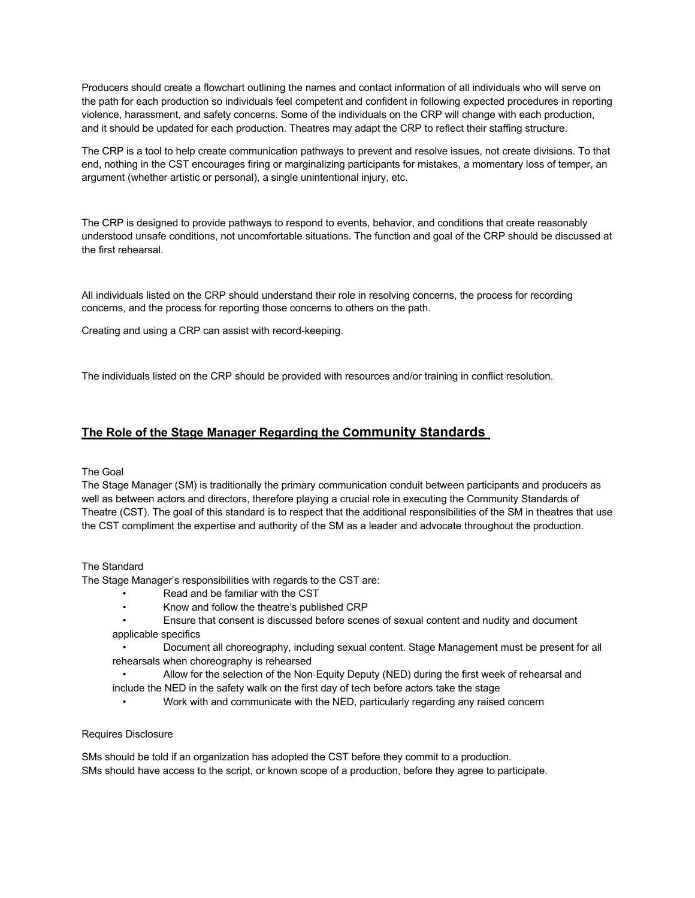Producers should create a flowchart outlining the names and contact information of all individuals who will serve on the path for each production so individuals feel competent and confident in following expected procedures in reporting violence, harassment, and safety concerns. Some of the individuals on the CRP will change with each production, and it should be updated for each production. Theatres may adapt the CRP to reflect their staffing structure.

The CRP is a tool to help create communication pathways to prevent and resolve issues, not create divisions. To that end, nothing in the CST encourages firing or marginalizing participants for mistakes, a momentary loss of temper, an argument (whether artistic or personal), a single unintentional injury, etc.

The CRP is designed to provide pathways to respond to events, behavior, and conditions that create reasonably understood unsafe conditions, not uncomfortable situations. The function and goal of the CRP should be discussed at the first rehearsal.

All individuals listed on the CRP should understand their role in resolving concerns, the process for recording concerns, and the process for reporting those concerns to others on the path.

Creating and using a CRP can assist with record-keeping.

The individuals listed on the CRP should be provided with resources and/or training in conflict resolution.

## The Role of the Stage Manager Regarding the Community Standards

The Goal

The Stage Manager (SM) is traditionally the primary communication conduit between participants and producers as well as between actors and directors, therefore playing a crucial role in executing the Community Standards of Theatre (CST). The goal of this standard is to respect that the additional responsibilities of the SM in theatres that use the CST compliment the expertise and authority of the SM as a leader and advocate throughout the production.

The Standard

The Stage Manager's responsibilities with regards to the CST are:

- Read and be familiar with the CST
- Know and follow the theatre's published CRP
- Ensure that consent is discussed before scenes of sexual content and nudity and document applicable specifics
- Document all choreography, including sexual content. Stage Management must be present for all rehearsals when choreography is rehearsed
- Allow for the selection of the Non-Equity Deputy (NED) during the first week of rehearsal and include the NED in the safety walk on the first day of tech before actors take the stage
- Work with and communicate with the NED, particularly regarding any raised concern

Requires Disclosure

SMs should be told if an organization has adopted the CST before they commit to a production.
SMs should have access to the script, or known scope of a production, before they agree to participate.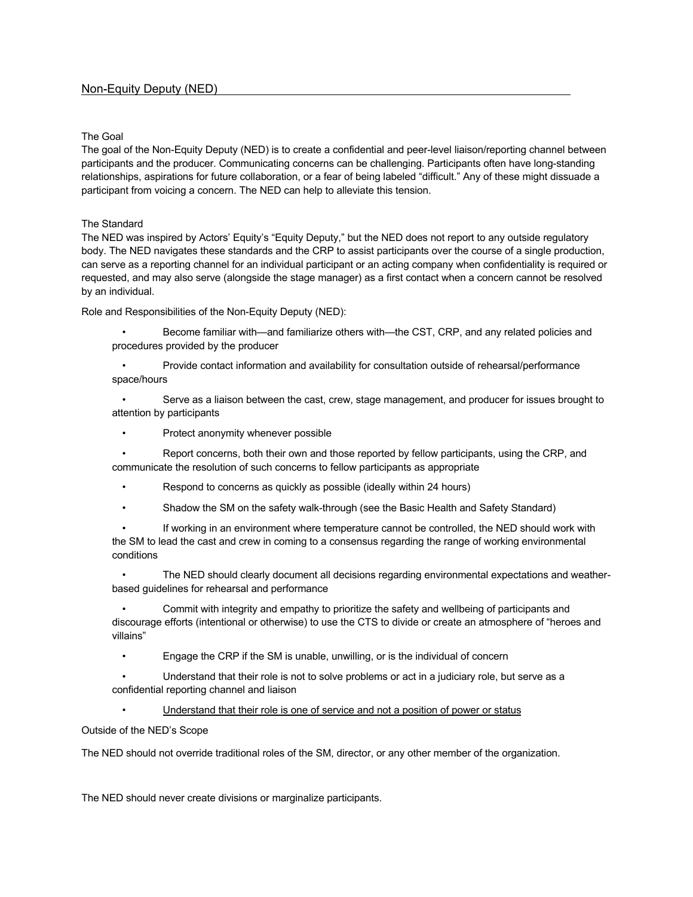## Non-Equity Deputy (NED)

### The Goal

The goal of the Non-Equity Deputy (NED) is to create a confidential and peer-level liaison/reporting channel between participants and the producer. Communicating concerns can be challenging. Participants often have long-standing relationships, aspirations for future collaboration, or a fear of being labeled "difficult." Any of these might dissuade a participant from voicing a concern. The NED can help to alleviate this tension.

### The Standard

The NED was inspired by Actors' Equity's "Equity Deputy," but the NED does not report to any outside regulatory body. The NED navigates these standards and the CRP to assist participants over the course of a single production, can serve as a reporting channel for an individual participant or an acting company when confidentiality is required or requested, and may also serve (alongside the stage manager) as a first contact when a concern cannot be resolved by an individual.

Role and Responsibilities of the Non-Equity Deputy (NED):

- Become familiar with—and familiarize others with—the CST, CRP, and any related policies and procedures provided by the producer
- Provide contact information and availability for consultation outside of rehearsal/performance space/hours
- Serve as a liaison between the cast, crew, stage management, and producer for issues brought to attention by participants
- Protect anonymity whenever possible
- Report concerns, both their own and those reported by fellow participants, using the CRP, and communicate the resolution of such concerns to fellow participants as appropriate
- Respond to concerns as quickly as possible (ideally within 24 hours)
- Shadow the SM on the safety walk-through (see the Basic Health and Safety Standard)
- If working in an environment where temperature cannot be controlled, the NED should work with the SM to lead the cast and crew in coming to a consensus regarding the range of working environmental conditions
- The NED should clearly document all decisions regarding environmental expectations and weather-based guidelines for rehearsal and performance
- Commit with integrity and empathy to prioritize the safety and wellbeing of participants and discourage efforts (intentional or otherwise) to use the CTS to divide or create an atmosphere of "heroes and villains"
- Engage the CRP if the SM is unable, unwilling, or is the individual of concern
- Understand that their role is not to solve problems or act in a judiciary role, but serve as a confidential reporting channel and liaison
- <u>Understand that their role is one of service and not a position of power or status</u>

Outside of the NED's Scope

The NED should not override traditional roles of the SM, director, or any other member of the organization.

The NED should never create divisions or marginalize participants.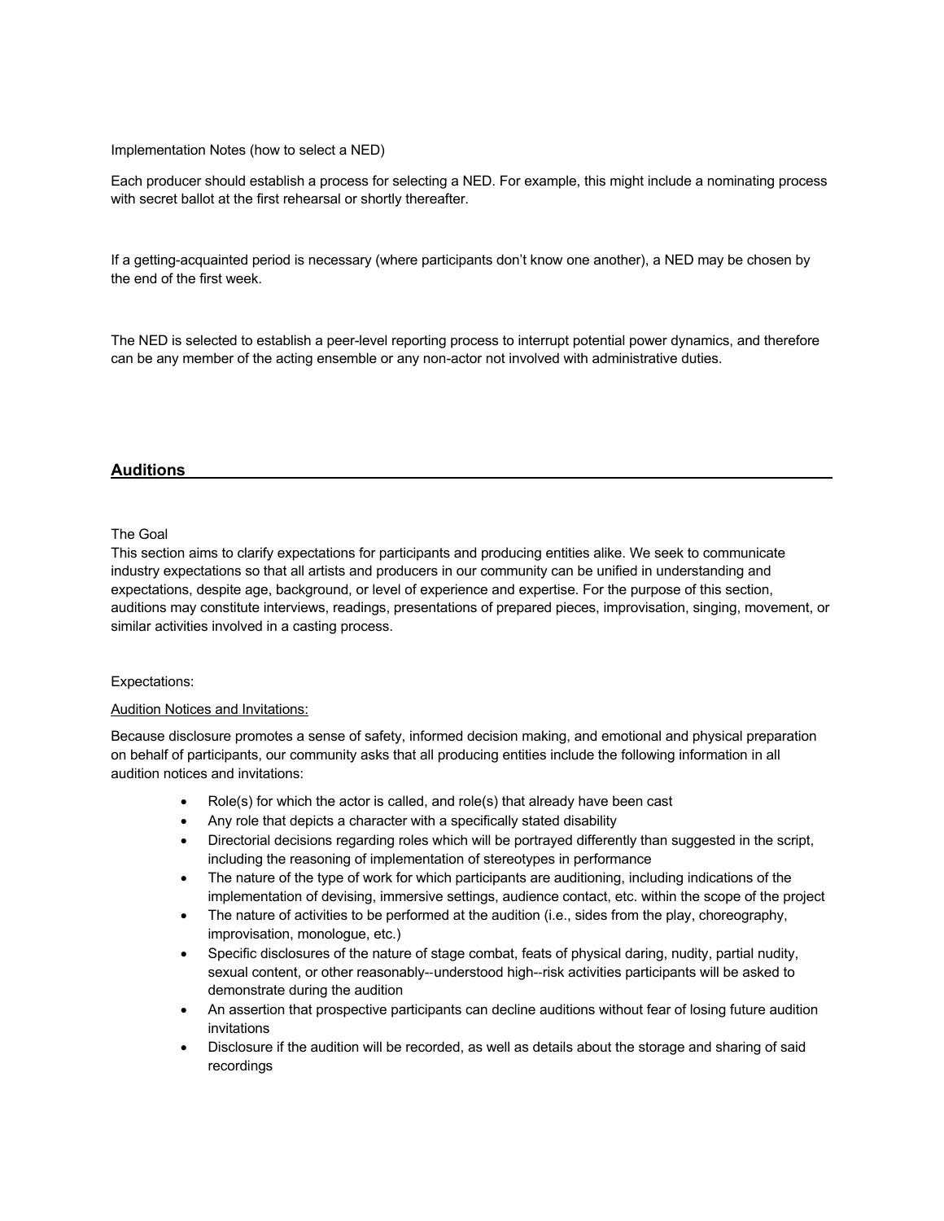Implementation Notes (how to select a NED)

Each producer should establish a process for selecting a NED. For example, this might include a nominating process with secret ballot at the first rehearsal or shortly thereafter.

If a getting-acquainted period is necessary (where participants don't know one another), a NED may be chosen by the end of the first week.

The NED is selected to establish a peer-level reporting process to interrupt potential power dynamics, and therefore can be any member of the acting ensemble or any non-actor not involved with administrative duties.

## Auditions

The Goal

This section aims to clarify expectations for participants and producing entities alike. We seek to communicate industry expectations so that all artists and producers in our community can be unified in understanding and expectations, despite age, background, or level of experience and expertise. For the purpose of this section, auditions may constitute interviews, readings, presentations of prepared pieces, improvisation, singing, movement, or similar activities involved in a casting process.

Expectations:

Audition Notices and Invitations:

Because disclosure promotes a sense of safety, informed decision making, and emotional and physical preparation on behalf of participants, our community asks that all producing entities include the following information in all audition notices and invitations:

- Role(s) for which the actor is called, and role(s) that already have been cast
- Any role that depicts a character with a specifically stated disability
- Directorial decisions regarding roles which will be portrayed differently than suggested in the script, including the reasoning of implementation of stereotypes in performance
- The nature of the type of work for which participants are auditioning, including indications of the implementation of devising, immersive settings, audience contact, etc. within the scope of the project
- The nature of activities to be performed at the audition (i.e., sides from the play, choreography, improvisation, monologue, etc.)
- Specific disclosures of the nature of stage combat, feats of physical daring, nudity, partial nudity, sexual content, or other reasonably--understood high--risk activities participants will be asked to demonstrate during the audition
- An assertion that prospective participants can decline auditions without fear of losing future audition invitations
- Disclosure if the audition will be recorded, as well as details about the storage and sharing of said recordings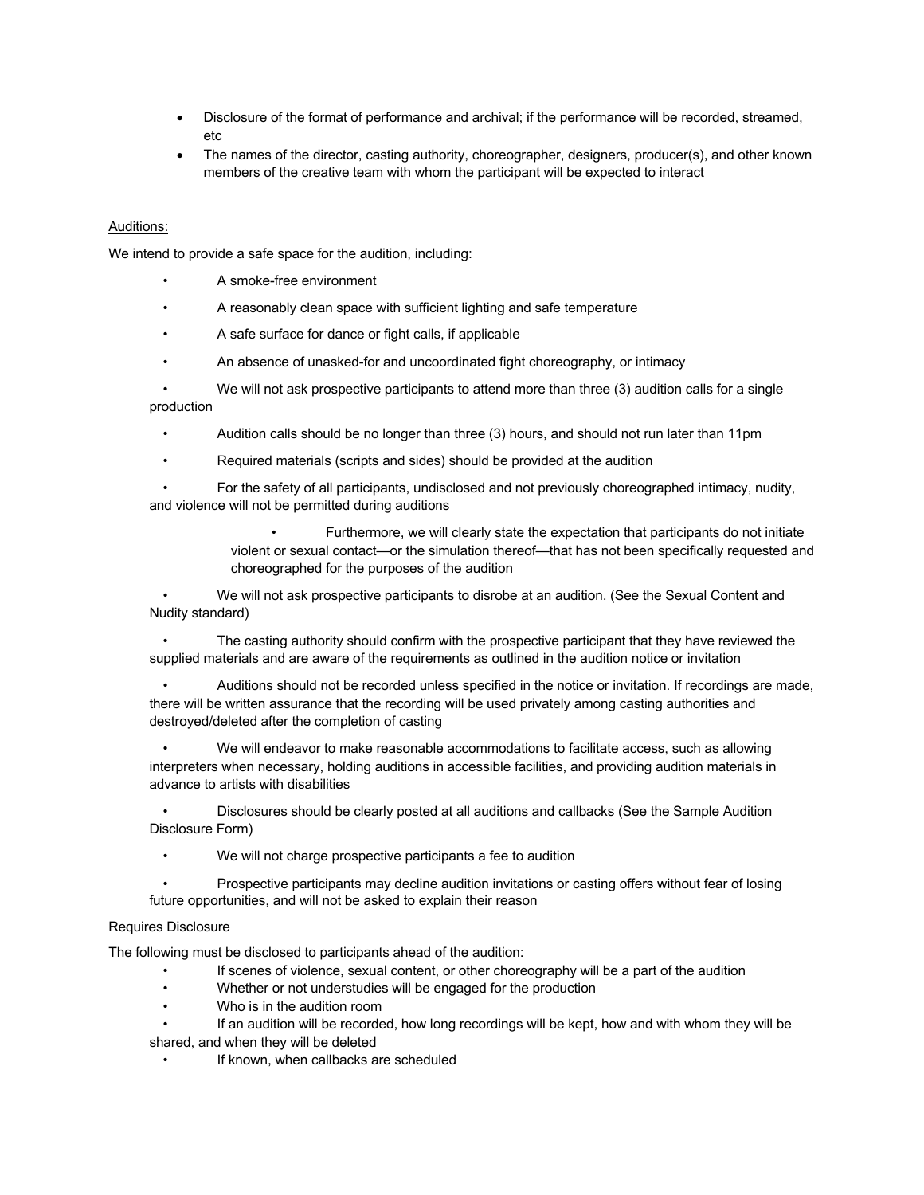- Disclosure of the format of performance and archival; if the performance will be recorded, streamed, etc
- The names of the director, casting authority, choreographer, designers, producer(s), and other known members of the creative team with whom the participant will be expected to interact

<u>Auditions:</u>

We intend to provide a safe space for the audition, including:

- A smoke-free environment
- A reasonably clean space with sufficient lighting and safe temperature
- A safe surface for dance or fight calls, if applicable
- An absence of unasked-for and uncoordinated fight choreography, or intimacy
- We will not ask prospective participants to attend more than three (3) audition calls for a single production
- Audition calls should be no longer than three (3) hours, and should not run later than 11pm
- Required materials (scripts and sides) should be provided at the audition
- For the safety of all participants, undisclosed and not previously choreographed intimacy, nudity, and violence will not be permitted during auditions
    - Furthermore, we will clearly state the expectation that participants do not initiate violent or sexual contact—or the simulation thereof—that has not been specifically requested and choreographed for the purposes of the audition
- We will not ask prospective participants to disrobe at an audition. (See the Sexual Content and Nudity standard)
- The casting authority should confirm with the prospective participant that they have reviewed the supplied materials and are aware of the requirements as outlined in the audition notice or invitation
- Auditions should not be recorded unless specified in the notice or invitation. If recordings are made, there will be written assurance that the recording will be used privately among casting authorities and destroyed/deleted after the completion of casting
- We will endeavor to make reasonable accommodations to facilitate access, such as allowing interpreters when necessary, holding auditions in accessible facilities, and providing audition materials in advance to artists with disabilities
- Disclosures should be clearly posted at all auditions and callbacks (See the Sample Audition Disclosure Form)
- We will not charge prospective participants a fee to audition
- Prospective participants may decline audition invitations or casting offers without fear of losing future opportunities, and will not be asked to explain their reason

Requires Disclosure

The following must be disclosed to participants ahead of the audition:

- If scenes of violence, sexual content, or other choreography will be a part of the audition
- Whether or not understudies will be engaged for the production
- Who is in the audition room
- If an audition will be recorded, how long recordings will be kept, how and with whom they will be shared, and when they will be deleted
- If known, when callbacks are scheduled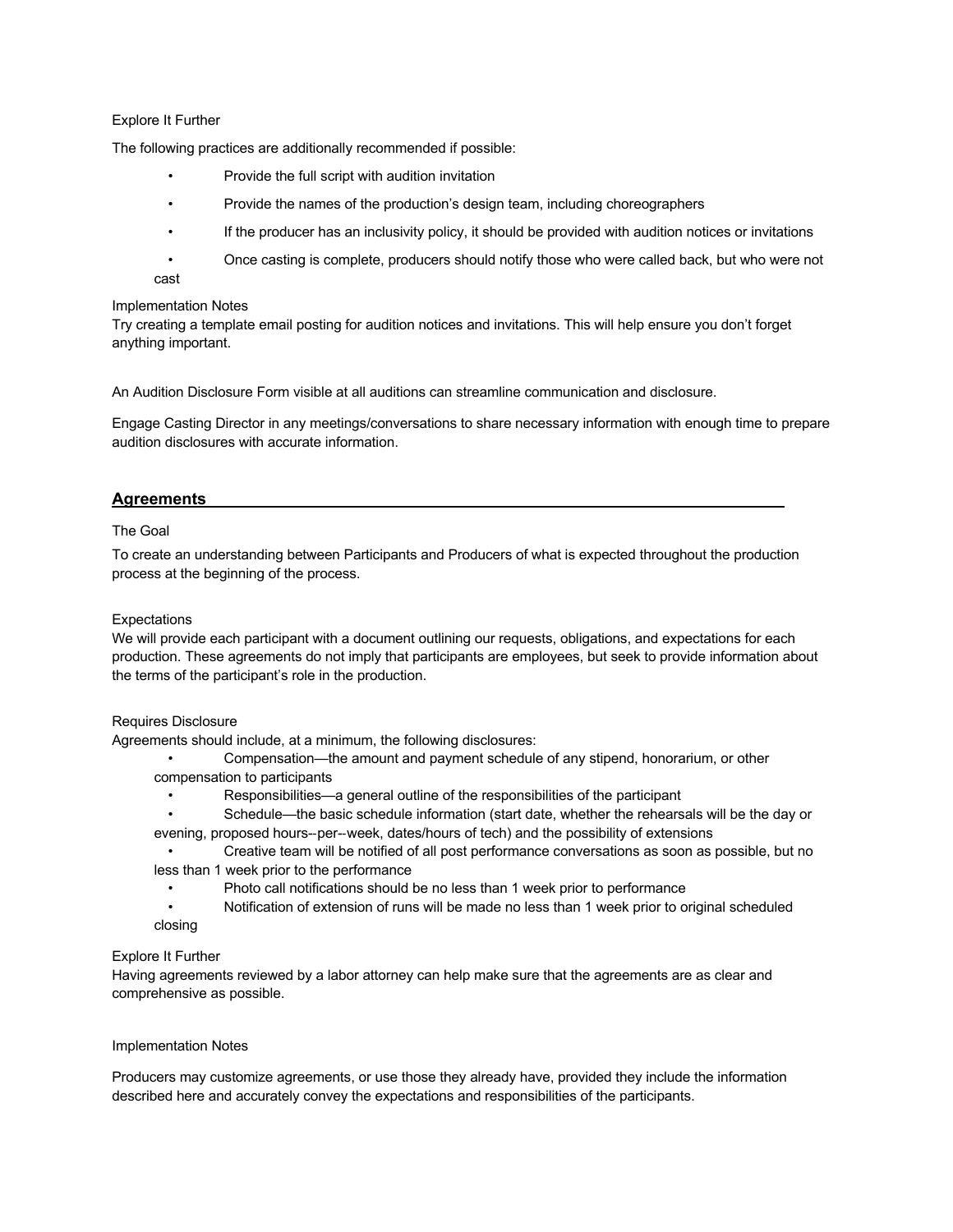Explore It Further

The following practices are additionally recommended if possible:

- Provide the full script with audition invitation
- Provide the names of the production's design team, including choreographers
- If the producer has an inclusivity policy, it should be provided with audition notices or invitations
- Once casting is complete, producers should notify those who were called back, but who were not cast

Implementation Notes

Try creating a template email posting for audition notices and invitations. This will help ensure you don't forget anything important.

An Audition Disclosure Form visible at all auditions can streamline communication and disclosure.

Engage Casting Director in any meetings/conversations to share necessary information with enough time to prepare audition disclosures with accurate information.

## Agreements

The Goal

To create an understanding between Participants and Producers of what is expected throughout the production process at the beginning of the process.

Expectations

We will provide each participant with a document outlining our requests, obligations, and expectations for each production. These agreements do not imply that participants are employees, but seek to provide information about the terms of the participant's role in the production.

Requires Disclosure

Agreements should include, at a minimum, the following disclosures:

- Compensation—the amount and payment schedule of any stipend, honorarium, or other compensation to participants
- Responsibilities—a general outline of the responsibilities of the participant
- Schedule—the basic schedule information (start date, whether the rehearsals will be the day or evening, proposed hours--per--week, dates/hours of tech) and the possibility of extensions
- Creative team will be notified of all post performance conversations as soon as possible, but no less than 1 week prior to the performance
- Photo call notifications should be no less than 1 week prior to performance
- Notification of extension of runs will be made no less than 1 week prior to original scheduled closing

Explore It Further

Having agreements reviewed by a labor attorney can help make sure that the agreements are as clear and comprehensive as possible.

Implementation Notes

Producers may customize agreements, or use those they already have, provided they include the information described here and accurately convey the expectations and responsibilities of the participants.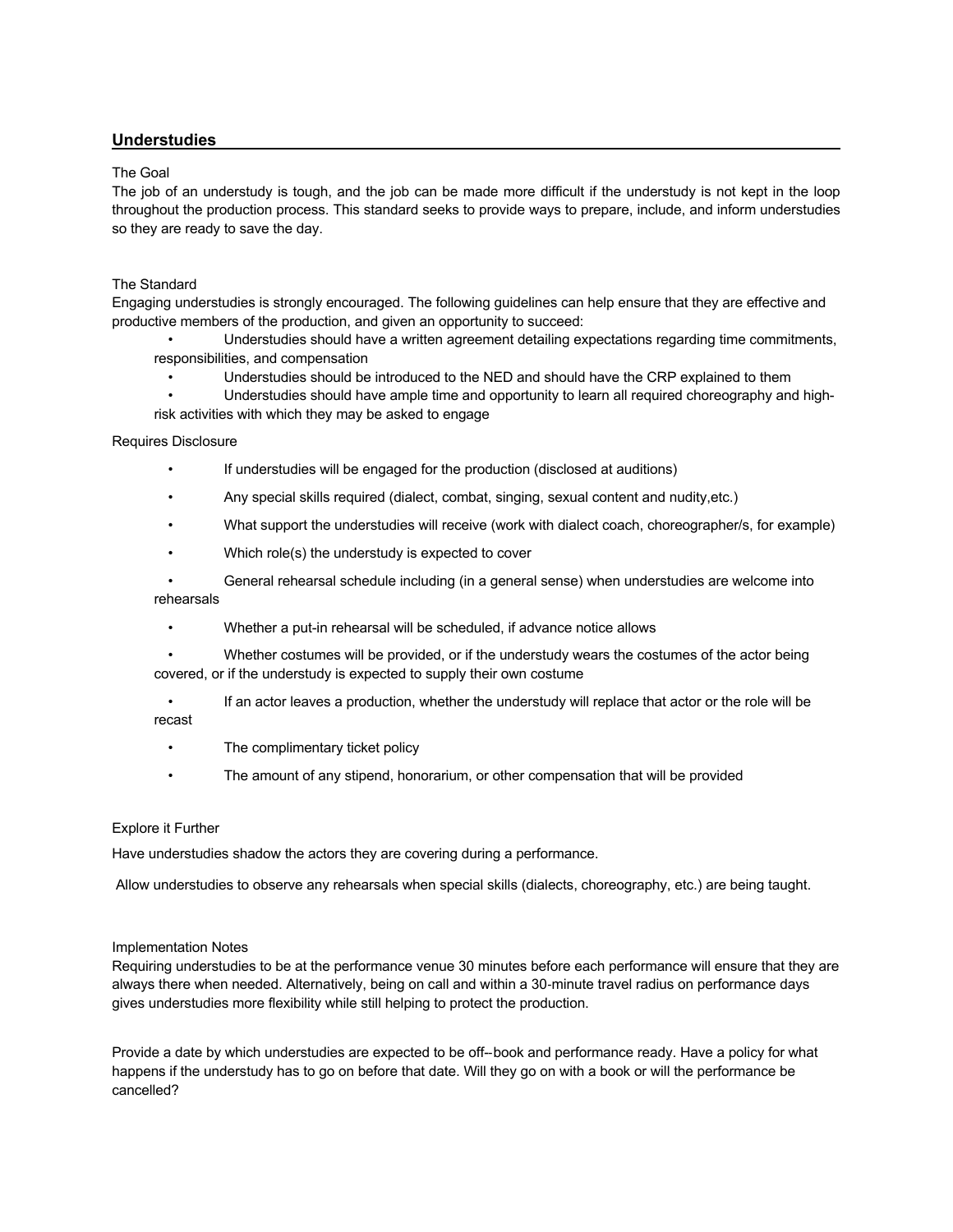## Understudies

### The Goal

The job of an understudy is tough, and the job can be made more difficult if the understudy is not kept in the loop throughout the production process. This standard seeks to provide ways to prepare, include, and inform understudies so they are ready to save the day.

### The Standard

Engaging understudies is strongly encouraged. The following guidelines can help ensure that they are effective and productive members of the production, and given an opportunity to succeed:

- Understudies should have a written agreement detailing expectations regarding time commitments, responsibilities, and compensation
- Understudies should be introduced to the NED and should have the CRP explained to them
- Understudies should have ample time and opportunity to learn all required choreography and high-risk activities with which they may be asked to engage

### Requires Disclosure

- If understudies will be engaged for the production (disclosed at auditions)
- Any special skills required (dialect, combat, singing, sexual content and nudity,etc.)
- What support the understudies will receive (work with dialect coach, choreographer/s, for example)
- Which role(s) the understudy is expected to cover
- General rehearsal schedule including (in a general sense) when understudies are welcome into rehearsals
- Whether a put-in rehearsal will be scheduled, if advance notice allows
- Whether costumes will be provided, or if the understudy wears the costumes of the actor being covered, or if the understudy is expected to supply their own costume
- If an actor leaves a production, whether the understudy will replace that actor or the role will be recast
- The complimentary ticket policy
- The amount of any stipend, honorarium, or other compensation that will be provided

### Explore it Further

Have understudies shadow the actors they are covering during a performance.

Allow understudies to observe any rehearsals when special skills (dialects, choreography, etc.) are being taught.

### Implementation Notes

Requiring understudies to be at the performance venue 30 minutes before each performance will ensure that they are always there when needed. Alternatively, being on call and within a 30-minute travel radius on performance days gives understudies more flexibility while still helping to protect the production.

Provide a date by which understudies are expected to be off--book and performance ready. Have a policy for what happens if the understudy has to go on before that date. Will they go on with a book or will the performance be cancelled?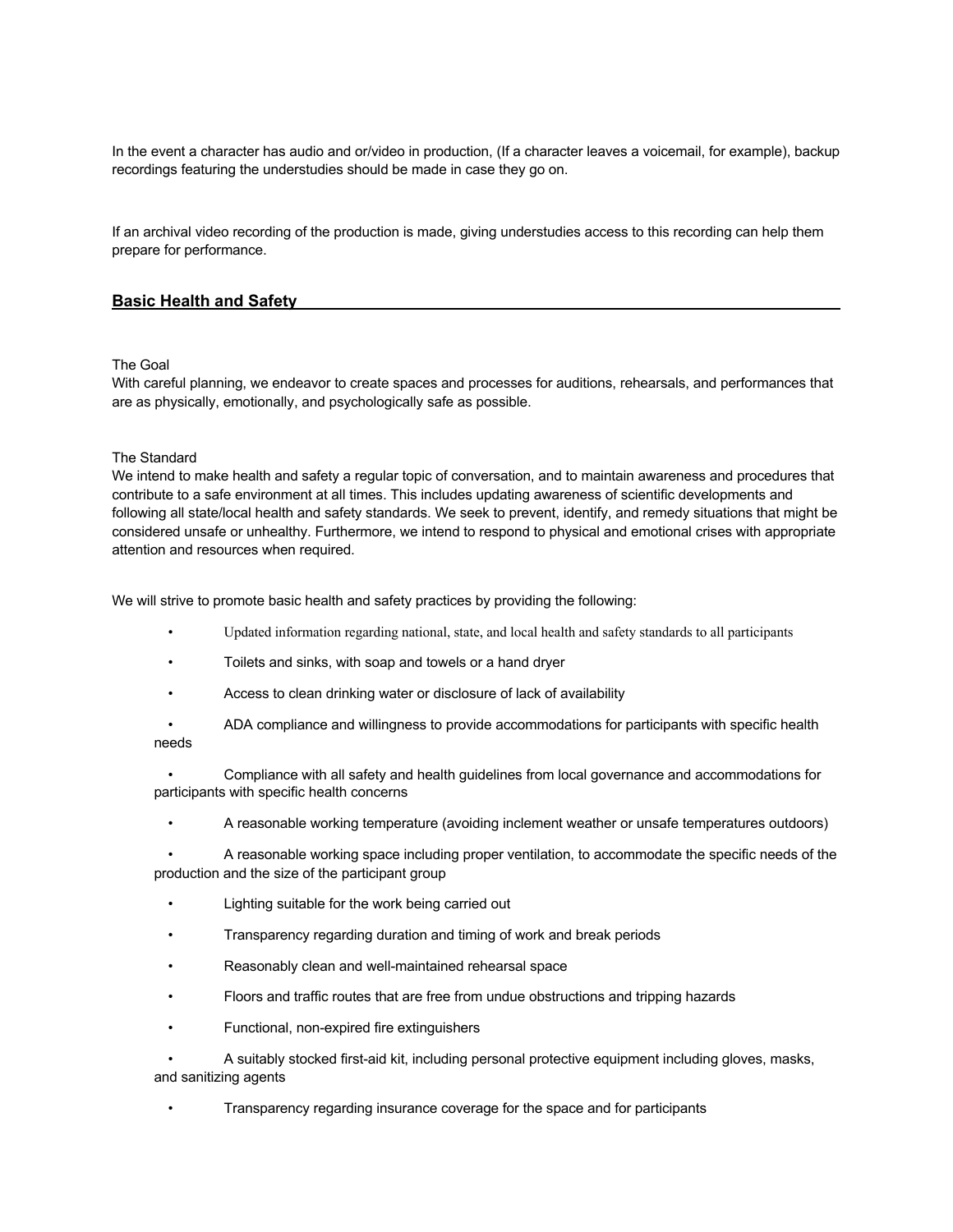In the event a character has audio and or/video in production, (If a character leaves a voicemail, for example), backup recordings featuring the understudies should be made in case they go on.

If an archival video recording of the production is made, giving understudies access to this recording can help them prepare for performance.

## Basic Health and Safety

The Goal

With careful planning, we endeavor to create spaces and processes for auditions, rehearsals, and performances that are as physically, emotionally, and psychologically safe as possible.

The Standard

We intend to make health and safety a regular topic of conversation, and to maintain awareness and procedures that contribute to a safe environment at all times. This includes updating awareness of scientific developments and following all state/local health and safety standards. We seek to prevent, identify, and remedy situations that might be considered unsafe or unhealthy. Furthermore, we intend to respond to physical and emotional crises with appropriate attention and resources when required.

We will strive to promote basic health and safety practices by providing the following:

- Updated information regarding national, state, and local health and safety standards to all participants
- Toilets and sinks, with soap and towels or a hand dryer
- Access to clean drinking water or disclosure of lack of availability
- ADA compliance and willingness to provide accommodations for participants with specific health needs
- Compliance with all safety and health guidelines from local governance and accommodations for participants with specific health concerns
- A reasonable working temperature (avoiding inclement weather or unsafe temperatures outdoors)
- A reasonable working space including proper ventilation, to accommodate the specific needs of the production and the size of the participant group
- Lighting suitable for the work being carried out
- Transparency regarding duration and timing of work and break periods
- Reasonably clean and well-maintained rehearsal space
- Floors and traffic routes that are free from undue obstructions and tripping hazards
- Functional, non-expired fire extinguishers
- A suitably stocked first-aid kit, including personal protective equipment including gloves, masks, and sanitizing agents
- Transparency regarding insurance coverage for the space and for participants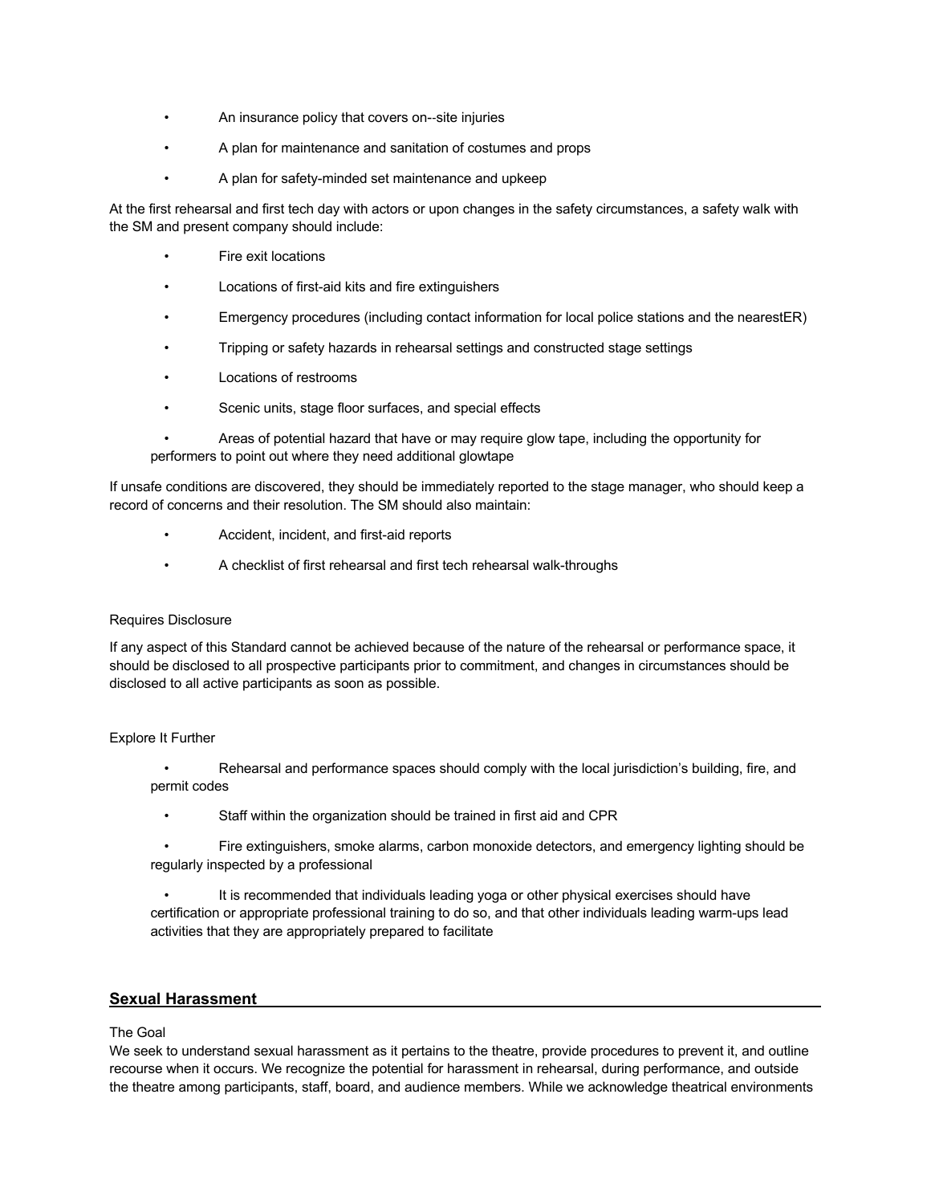- An insurance policy that covers on--site injuries
- A plan for maintenance and sanitation of costumes and props
- A plan for safety-minded set maintenance and upkeep

At the first rehearsal and first tech day with actors or upon changes in the safety circumstances, a safety walk with the SM and present company should include:

- Fire exit locations
- Locations of first-aid kits and fire extinguishers
- Emergency procedures (including contact information for local police stations and the nearestER)
- Tripping or safety hazards in rehearsal settings and constructed stage settings
- Locations of restrooms
- Scenic units, stage floor surfaces, and special effects
- Areas of potential hazard that have or may require glow tape, including the opportunity for performers to point out where they need additional glowtape

If unsafe conditions are discovered, they should be immediately reported to the stage manager, who should keep a record of concerns and their resolution. The SM should also maintain:

- Accident, incident, and first-aid reports
- A checklist of first rehearsal and first tech rehearsal walk-throughs

Requires Disclosure

If any aspect of this Standard cannot be achieved because of the nature of the rehearsal or performance space, it should be disclosed to all prospective participants prior to commitment, and changes in circumstances should be disclosed to all active participants as soon as possible.

Explore It Further

- Rehearsal and performance spaces should comply with the local jurisdiction's building, fire, and permit codes
- Staff within the organization should be trained in first aid and CPR
- Fire extinguishers, smoke alarms, carbon monoxide detectors, and emergency lighting should be regularly inspected by a professional
- It is recommended that individuals leading yoga or other physical exercises should have certification or appropriate professional training to do so, and that other individuals leading warm-ups lead activities that they are appropriately prepared to facilitate

## Sexual Harassment

The Goal

We seek to understand sexual harassment as it pertains to the theatre, provide procedures to prevent it, and outline recourse when it occurs. We recognize the potential for harassment in rehearsal, during performance, and outside the theatre among participants, staff, board, and audience members. While we acknowledge theatrical environments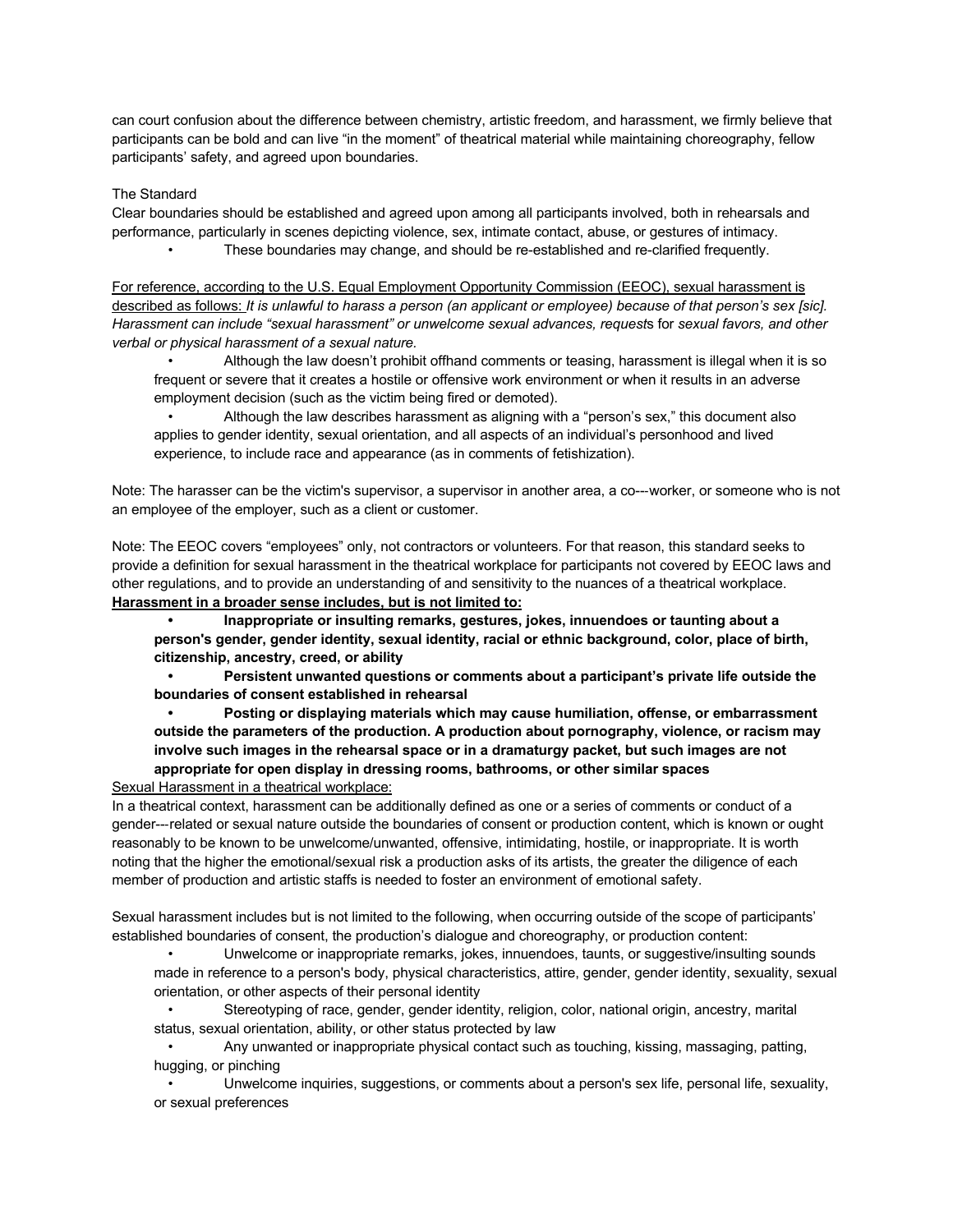can court confusion about the difference between chemistry, artistic freedom, and harassment, we firmly believe that participants can be bold and can live "in the moment" of theatrical material while maintaining choreography, fellow participants' safety, and agreed upon boundaries.

The Standard

Clear boundaries should be established and agreed upon among all participants involved, both in rehearsals and performance, particularly in scenes depicting violence, sex, intimate contact, abuse, or gestures of intimacy.

- These boundaries may change, and should be re-established and re-clarified frequently.

<u>For reference, according to the U.S. Equal Employment Opportunity Commission (EEOC), sexual harassment is described as follows:</u> *It is unlawful to harass a person (an applicant or employee) because of that person's sex [sic]. Harassment can include "sexual harassment" or unwelcome sexual advances, request*s for *sexual favors, and other verbal or physical harassment of a sexual nature.*

- Although the law doesn't prohibit offhand comments or teasing, harassment is illegal when it is so frequent or severe that it creates a hostile or offensive work environment or when it results in an adverse employment decision (such as the victim being fired or demoted).
- Although the law describes harassment as aligning with a "person's sex," this document also applies to gender identity, sexual orientation, and all aspects of an individual's personhood and lived experience, to include race and appearance (as in comments of fetishization).

Note: The harasser can be the victim's supervisor, a supervisor in another area, a co---worker, or someone who is not an employee of the employer, such as a client or customer.

Note: The EEOC covers "employees" only, not contractors or volunteers. For that reason, this standard seeks to provide a definition for sexual harassment in the theatrical workplace for participants not covered by EEOC laws and other regulations, and to provide an understanding of and sensitivity to the nuances of a theatrical workplace.

**<u>Harassment in a broader sense includes, but is not limited to:</u>**

- **Inappropriate or insulting remarks, gestures, jokes, innuendoes or taunting about a person's gender, gender identity, sexual identity, racial or ethnic background, color, place of birth, citizenship, ancestry, creed, or ability**
- **Persistent unwanted questions or comments about a participant's private life outside the boundaries of consent established in rehearsal**
- **Posting or displaying materials which may cause humiliation, offense, or embarrassment outside the parameters of the production. A production about pornography, violence, or racism may involve such images in the rehearsal space or in a dramaturgy packet, but such images are not appropriate for open display in dressing rooms, bathrooms, or other similar spaces**

<u>Sexual Harassment in a theatrical workplace:</u>

In a theatrical context, harassment can be additionally defined as one or a series of comments or conduct of a gender---related or sexual nature outside the boundaries of consent or production content, which is known or ought reasonably to be known to be unwelcome/unwanted, offensive, intimidating, hostile, or inappropriate. It is worth noting that the higher the emotional/sexual risk a production asks of its artists, the greater the diligence of each member of production and artistic staffs is needed to foster an environment of emotional safety.

Sexual harassment includes but is not limited to the following, when occurring outside of the scope of participants' established boundaries of consent, the production's dialogue and choreography, or production content:

- Unwelcome or inappropriate remarks, jokes, innuendoes, taunts, or suggestive/insulting sounds made in reference to a person's body, physical characteristics, attire, gender, gender identity, sexuality, sexual orientation, or other aspects of their personal identity
- Stereotyping of race, gender, gender identity, religion, color, national origin, ancestry, marital status, sexual orientation, ability, or other status protected by law
- Any unwanted or inappropriate physical contact such as touching, kissing, massaging, patting, hugging, or pinching
- Unwelcome inquiries, suggestions, or comments about a person's sex life, personal life, sexuality, or sexual preferences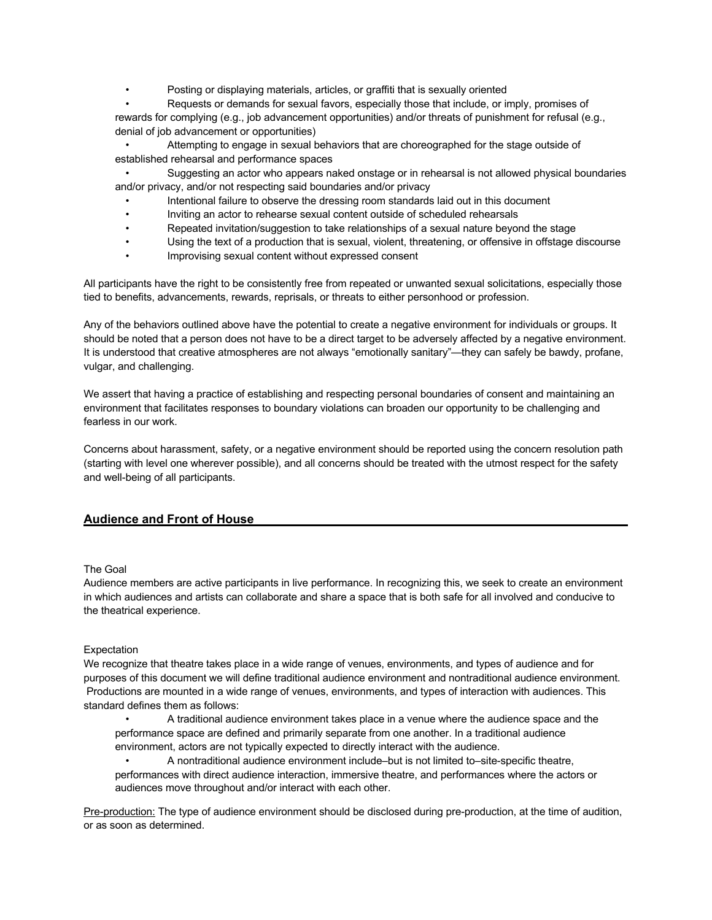- Posting or displaying materials, articles, or graffiti that is sexually oriented
- Requests or demands for sexual favors, especially those that include, or imply, promises of rewards for complying (e.g., job advancement opportunities) and/or threats of punishment for refusal (e.g., denial of job advancement or opportunities)
- Attempting to engage in sexual behaviors that are choreographed for the stage outside of established rehearsal and performance spaces
- Suggesting an actor who appears naked onstage or in rehearsal is not allowed physical boundaries and/or privacy, and/or not respecting said boundaries and/or privacy
- Intentional failure to observe the dressing room standards laid out in this document
- Inviting an actor to rehearse sexual content outside of scheduled rehearsals
- Repeated invitation/suggestion to take relationships of a sexual nature beyond the stage
- Using the text of a production that is sexual, violent, threatening, or offensive in offstage discourse
- Improvising sexual content without expressed consent

All participants have the right to be consistently free from repeated or unwanted sexual solicitations, especially those tied to benefits, advancements, rewards, reprisals, or threats to either personhood or profession.

Any of the behaviors outlined above have the potential to create a negative environment for individuals or groups. It should be noted that a person does not have to be a direct target to be adversely affected by a negative environment. It is understood that creative atmospheres are not always "emotionally sanitary"—they can safely be bawdy, profane, vulgar, and challenging.

We assert that having a practice of establishing and respecting personal boundaries of consent and maintaining an environment that facilitates responses to boundary violations can broaden our opportunity to be challenging and fearless in our work.

Concerns about harassment, safety, or a negative environment should be reported using the concern resolution path (starting with level one wherever possible), and all concerns should be treated with the utmost respect for the safety and well-being of all participants.

## Audience and Front of House

The Goal

Audience members are active participants in live performance. In recognizing this, we seek to create an environment in which audiences and artists can collaborate and share a space that is both safe for all involved and conducive to the theatrical experience.

Expectation

We recognize that theatre takes place in a wide range of venues, environments, and types of audience and for purposes of this document we will define traditional audience environment and nontraditional audience environment. Productions are mounted in a wide range of venues, environments, and types of interaction with audiences. This standard defines them as follows:

- A traditional audience environment takes place in a venue where the audience space and the performance space are defined and primarily separate from one another. In a traditional audience environment, actors are not typically expected to directly interact with the audience.
- A nontraditional audience environment include–but is not limited to–site-specific theatre, performances with direct audience interaction, immersive theatre, and performances where the actors or audiences move throughout and/or interact with each other.

<u>Pre-production:</u> The type of audience environment should be disclosed during pre-production, at the time of audition, or as soon as determined.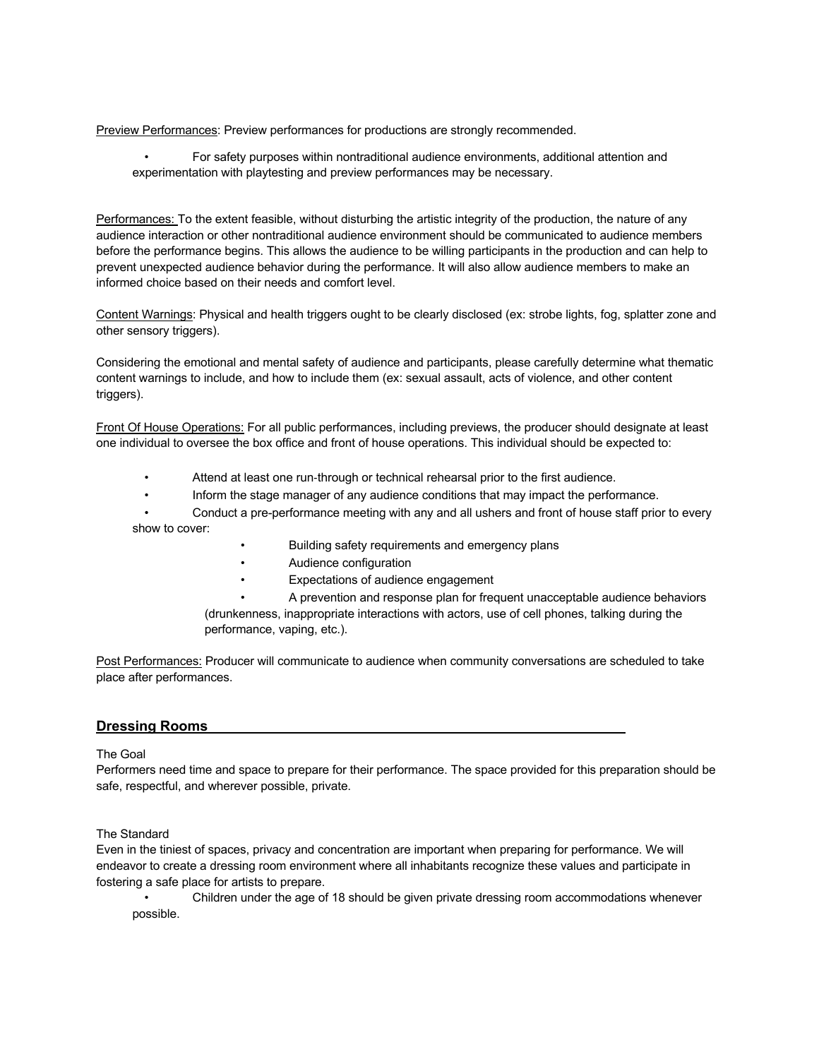Preview Performances: Preview performances for productions are strongly recommended.

- For safety purposes within nontraditional audience environments, additional attention and experimentation with playtesting and preview performances may be necessary.

Performances: To the extent feasible, without disturbing the artistic integrity of the production, the nature of any audience interaction or other nontraditional audience environment should be communicated to audience members before the performance begins. This allows the audience to be willing participants in the production and can help to prevent unexpected audience behavior during the performance. It will also allow audience members to make an informed choice based on their needs and comfort level.

Content Warnings: Physical and health triggers ought to be clearly disclosed (ex: strobe lights, fog, splatter zone and other sensory triggers).

Considering the emotional and mental safety of audience and participants, please carefully determine what thematic content warnings to include, and how to include them (ex: sexual assault, acts of violence, and other content triggers).

Front Of House Operations: For all public performances, including previews, the producer should designate at least one individual to oversee the box office and front of house operations. This individual should be expected to:

- Attend at least one run-through or technical rehearsal prior to the first audience.
- Inform the stage manager of any audience conditions that may impact the performance.
- Conduct a pre-performance meeting with any and all ushers and front of house staff prior to every show to cover:
    - Building safety requirements and emergency plans
    - Audience configuration
    - Expectations of audience engagement
    - A prevention and response plan for frequent unacceptable audience behaviors (drunkenness, inappropriate interactions with actors, use of cell phones, talking during the performance, vaping, etc.).

Post Performances: Producer will communicate to audience when community conversations are scheduled to take place after performances.

## Dressing Rooms

The Goal

Performers need time and space to prepare for their performance. The space provided for this preparation should be safe, respectful, and wherever possible, private.

The Standard

Even in the tiniest of spaces, privacy and concentration are important when preparing for performance. We will endeavor to create a dressing room environment where all inhabitants recognize these values and participate in fostering a safe place for artists to prepare.

- Children under the age of 18 should be given private dressing room accommodations whenever possible.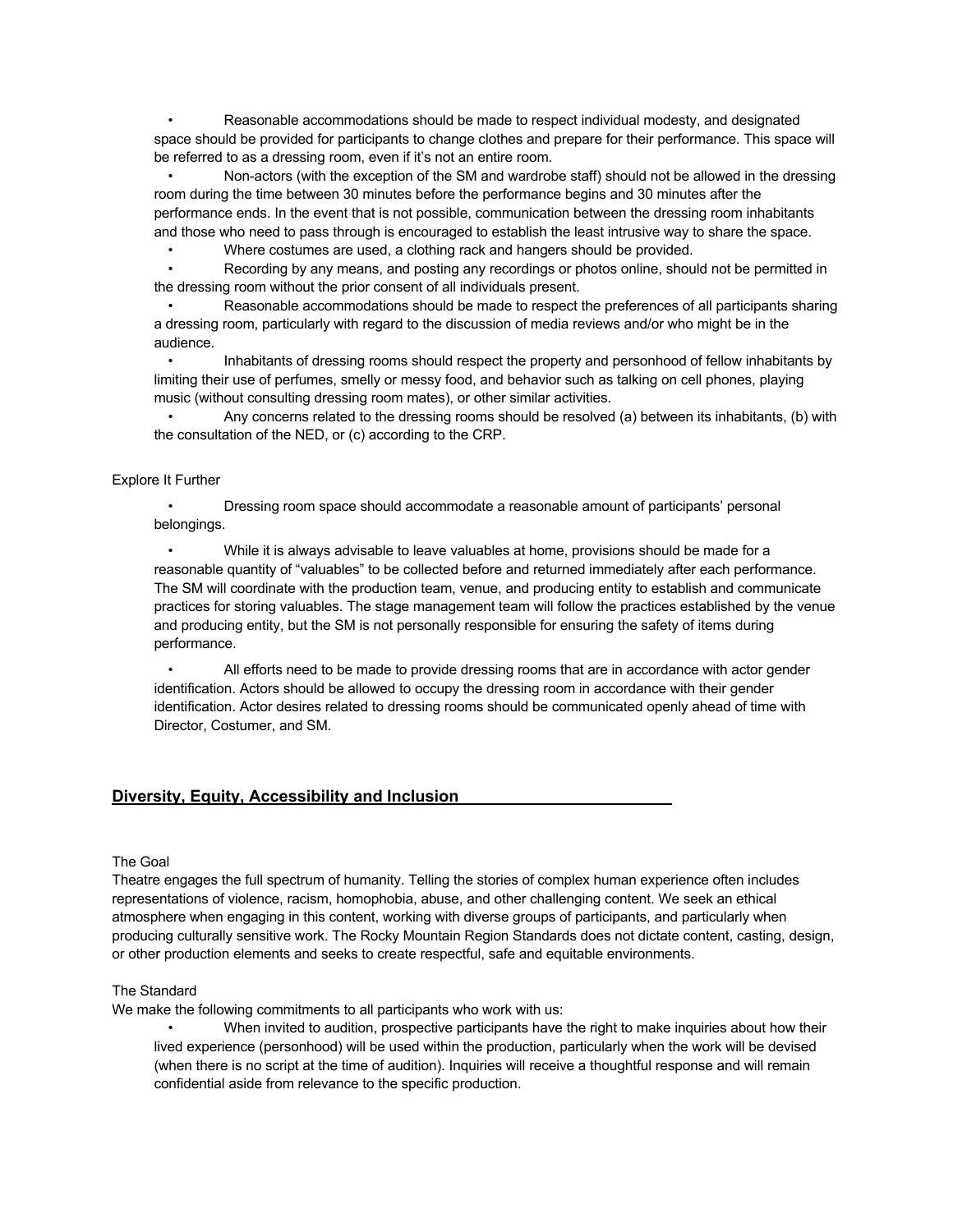- Reasonable accommodations should be made to respect individual modesty, and designated space should be provided for participants to change clothes and prepare for their performance. This space will be referred to as a dressing room, even if it's not an entire room.
- Non-actors (with the exception of the SM and wardrobe staff) should not be allowed in the dressing room during the time between 30 minutes before the performance begins and 30 minutes after the performance ends. In the event that is not possible, communication between the dressing room inhabitants and those who need to pass through is encouraged to establish the least intrusive way to share the space.
- Where costumes are used, a clothing rack and hangers should be provided.
- Recording by any means, and posting any recordings or photos online, should not be permitted in the dressing room without the prior consent of all individuals present.
- Reasonable accommodations should be made to respect the preferences of all participants sharing a dressing room, particularly with regard to the discussion of media reviews and/or who might be in the audience.
- Inhabitants of dressing rooms should respect the property and personhood of fellow inhabitants by limiting their use of perfumes, smelly or messy food, and behavior such as talking on cell phones, playing music (without consulting dressing room mates), or other similar activities.
- Any concerns related to the dressing rooms should be resolved (a) between its inhabitants, (b) with the consultation of the NED, or (c) according to the CRP.

Explore It Further

- Dressing room space should accommodate a reasonable amount of participants' personal belongings.
- While it is always advisable to leave valuables at home, provisions should be made for a reasonable quantity of "valuables" to be collected before and returned immediately after each performance. The SM will coordinate with the production team, venue, and producing entity to establish and communicate practices for storing valuables. The stage management team will follow the practices established by the venue and producing entity, but the SM is not personally responsible for ensuring the safety of items during performance.
- All efforts need to be made to provide dressing rooms that are in accordance with actor gender identification. Actors should be allowed to occupy the dressing room in accordance with their gender identification. Actor desires related to dressing rooms should be communicated openly ahead of time with Director, Costumer, and SM.

## Diversity, Equity, Accessibility and Inclusion

The Goal

Theatre engages the full spectrum of humanity. Telling the stories of complex human experience often includes representations of violence, racism, homophobia, abuse, and other challenging content. We seek an ethical atmosphere when engaging in this content, working with diverse groups of participants, and particularly when producing culturally sensitive work. The Rocky Mountain Region Standards does not dictate content, casting, design, or other production elements and seeks to create respectful, safe and equitable environments.

The Standard

We make the following commitments to all participants who work with us:

- When invited to audition, prospective participants have the right to make inquiries about how their lived experience (personhood) will be used within the production, particularly when the work will be devised (when there is no script at the time of audition). Inquiries will receive a thoughtful response and will remain confidential aside from relevance to the specific production.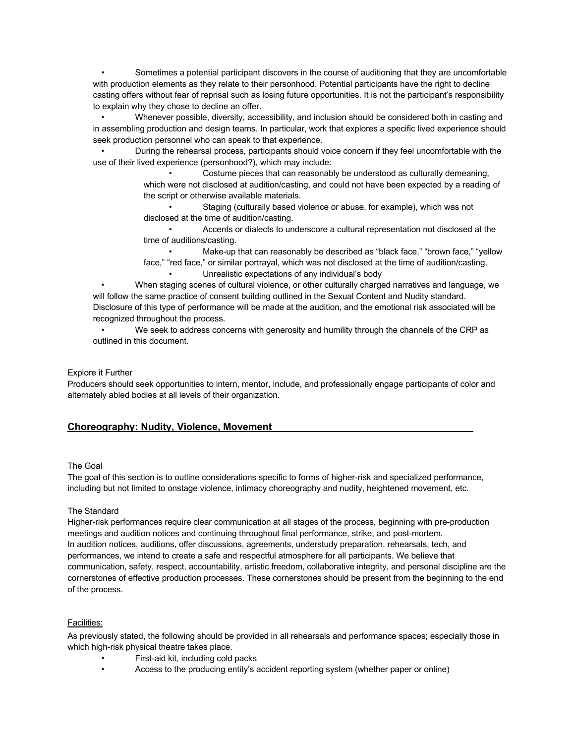- Sometimes a potential participant discovers in the course of auditioning that they are uncomfortable with production elements as they relate to their personhood. Potential participants have the right to decline casting offers without fear of reprisal such as losing future opportunities. It is not the participant's responsibility to explain why they chose to decline an offer.
- Whenever possible, diversity, accessibility, and inclusion should be considered both in casting and in assembling production and design teams. In particular, work that explores a specific lived experience should seek production personnel who can speak to that experience.
- During the rehearsal process, participants should voice concern if they feel uncomfortable with the use of their lived experience (personhood?), which may include:
  - Costume pieces that can reasonably be understood as culturally demeaning, which were not disclosed at audition/casting, and could not have been expected by a reading of the script or otherwise available materials.
  - Staging (culturally based violence or abuse, for example), which was not disclosed at the time of audition/casting.
  - Accents or dialects to underscore a cultural representation not disclosed at the time of auditions/casting.
  - Make-up that can reasonably be described as "black face," "brown face," "yellow face," "red face," or similar portrayal, which was not disclosed at the time of audition/casting.
  - Unrealistic expectations of any individual's body
- When staging scenes of cultural violence, or other culturally charged narratives and language, we will follow the same practice of consent building outlined in the Sexual Content and Nudity standard. Disclosure of this type of performance will be made at the audition, and the emotional risk associated will be recognized throughout the process.
- We seek to address concerns with generosity and humility through the channels of the CRP as outlined in this document.

Explore it Further

Producers should seek opportunities to intern, mentor, include, and professionally engage participants of color and alternately abled bodies at all levels of their organization.

## Choreography: Nudity, Violence, Movement

The Goal

The goal of this section is to outline considerations specific to forms of higher-risk and specialized performance, including but not limited to onstage violence, intimacy choreography and nudity, heightened movement, etc.

The Standard

Higher-risk performances require clear communication at all stages of the process, beginning with pre-production meetings and audition notices and continuing throughout final performance, strike, and post-mortem.

In audition notices, auditions, offer discussions, agreements, understudy preparation, rehearsals, tech, and performances, we intend to create a safe and respectful atmosphere for all participants. We believe that communication, safety, respect, accountability, artistic freedom, collaborative integrity, and personal discipline are the cornerstones of effective production processes. These cornerstones should be present from the beginning to the end of the process.

Facilities:

As previously stated, the following should be provided in all rehearsals and performance spaces; especially those in which high-risk physical theatre takes place.

- First-aid kit, including cold packs
- Access to the producing entity's accident reporting system (whether paper or online)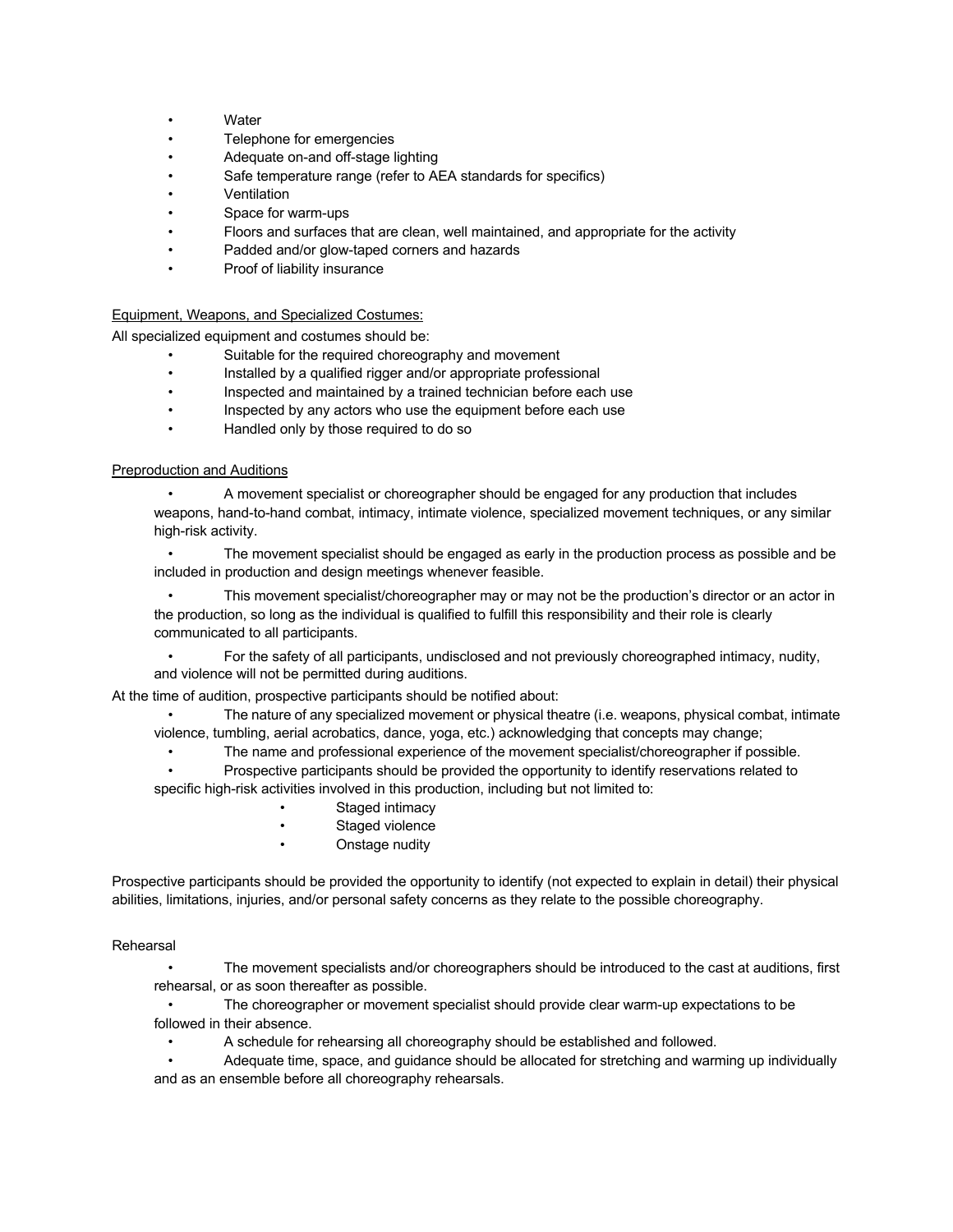- Water
- Telephone for emergencies
- Adequate on-and off-stage lighting
- Safe temperature range (refer to AEA standards for specifics)
- Ventilation
- Space for warm-ups
- Floors and surfaces that are clean, well maintained, and appropriate for the activity
- Padded and/or glow-taped corners and hazards
- Proof of liability insurance

<u>Equipment, Weapons, and Specialized Costumes:</u>

All specialized equipment and costumes should be:

- Suitable for the required choreography and movement
- Installed by a qualified rigger and/or appropriate professional
- Inspected and maintained by a trained technician before each use
- Inspected by any actors who use the equipment before each use
- Handled only by those required to do so

<u>Preproduction and Auditions</u>

- A movement specialist or choreographer should be engaged for any production that includes weapons, hand-to-hand combat, intimacy, intimate violence, specialized movement techniques, or any similar high-risk activity.
- The movement specialist should be engaged as early in the production process as possible and be included in production and design meetings whenever feasible.
- This movement specialist/choreographer may or may not be the production's director or an actor in the production, so long as the individual is qualified to fulfill this responsibility and their role is clearly communicated to all participants.
- For the safety of all participants, undisclosed and not previously choreographed intimacy, nudity, and violence will not be permitted during auditions.

At the time of audition, prospective participants should be notified about:

- The nature of any specialized movement or physical theatre (i.e. weapons, physical combat, intimate violence, tumbling, aerial acrobatics, dance, yoga, etc.) acknowledging that concepts may change;
- The name and professional experience of the movement specialist/choreographer if possible.
- Prospective participants should be provided the opportunity to identify reservations related to specific high-risk activities involved in this production, including but not limited to:
    - Staged intimacy
    - Staged violence
    - Onstage nudity

Prospective participants should be provided the opportunity to identify (not expected to explain in detail) their physical abilities, limitations, injuries, and/or personal safety concerns as they relate to the possible choreography.

Rehearsal

- The movement specialists and/or choreographers should be introduced to the cast at auditions, first rehearsal, or as soon thereafter as possible.
- The choreographer or movement specialist should provide clear warm-up expectations to be followed in their absence.
- A schedule for rehearsing all choreography should be established and followed.
- Adequate time, space, and guidance should be allocated for stretching and warming up individually and as an ensemble before all choreography rehearsals.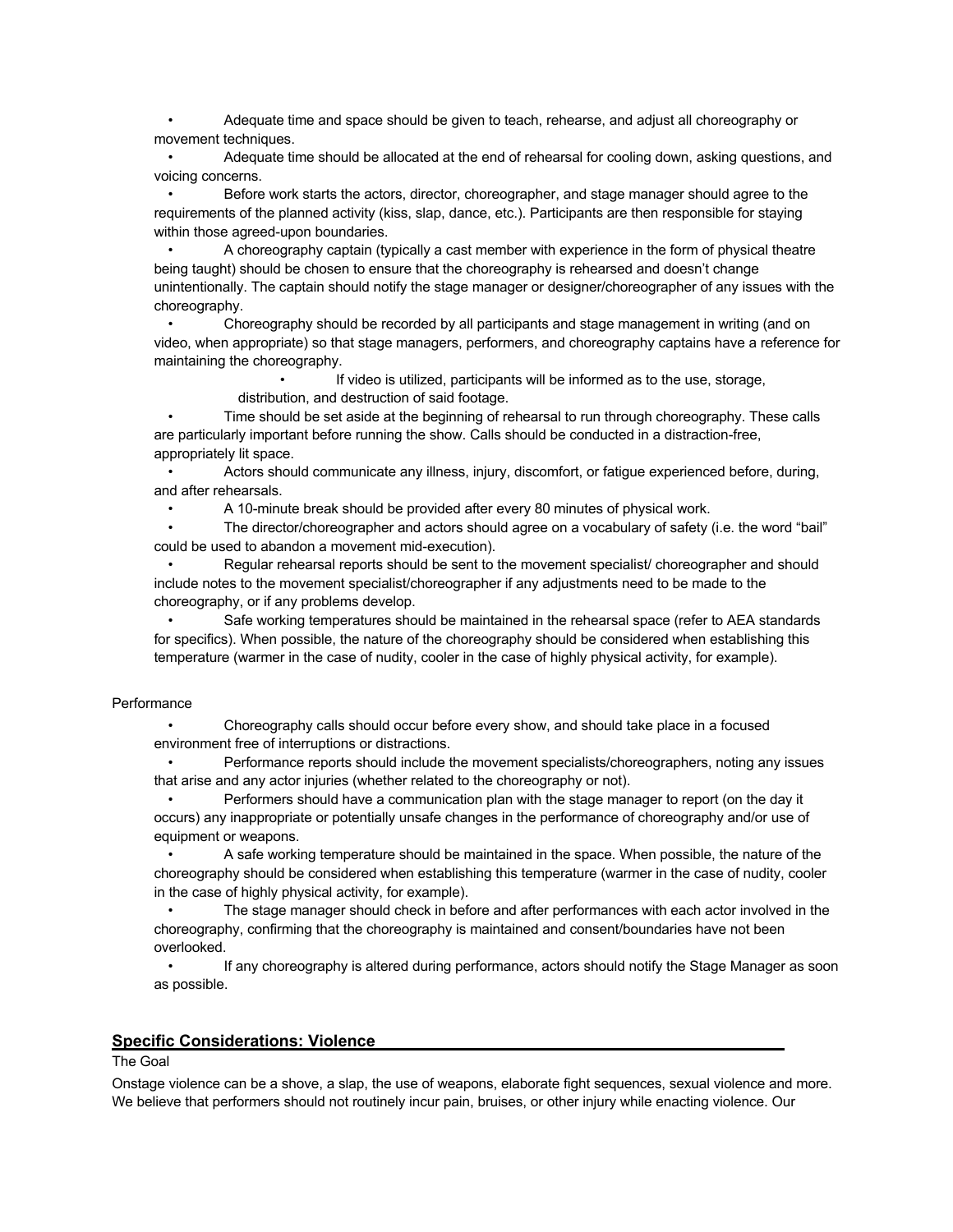- Adequate time and space should be given to teach, rehearse, and adjust all choreography or movement techniques.
- Adequate time should be allocated at the end of rehearsal for cooling down, asking questions, and voicing concerns.
- Before work starts the actors, director, choreographer, and stage manager should agree to the requirements of the planned activity (kiss, slap, dance, etc.). Participants are then responsible for staying within those agreed-upon boundaries.
- A choreography captain (typically a cast member with experience in the form of physical theatre being taught) should be chosen to ensure that the choreography is rehearsed and doesn't change unintentionally. The captain should notify the stage manager or designer/choreographer of any issues with the choreography.
- Choreography should be recorded by all participants and stage management in writing (and on video, when appropriate) so that stage managers, performers, and choreography captains have a reference for maintaining the choreography.
    - If video is utilized, participants will be informed as to the use, storage, distribution, and destruction of said footage.
- Time should be set aside at the beginning of rehearsal to run through choreography. These calls are particularly important before running the show. Calls should be conducted in a distraction-free, appropriately lit space.
- Actors should communicate any illness, injury, discomfort, or fatigue experienced before, during, and after rehearsals.
- A 10-minute break should be provided after every 80 minutes of physical work.
- The director/choreographer and actors should agree on a vocabulary of safety (i.e. the word "bail" could be used to abandon a movement mid-execution).
- Regular rehearsal reports should be sent to the movement specialist/ choreographer and should include notes to the movement specialist/choreographer if any adjustments need to be made to the choreography, or if any problems develop.
- Safe working temperatures should be maintained in the rehearsal space (refer to AEA standards for specifics). When possible, the nature of the choreography should be considered when establishing this temperature (warmer in the case of nudity, cooler in the case of highly physical activity, for example).

Performance

- Choreography calls should occur before every show, and should take place in a focused environment free of interruptions or distractions.
- Performance reports should include the movement specialists/choreographers, noting any issues that arise and any actor injuries (whether related to the choreography or not).
- Performers should have a communication plan with the stage manager to report (on the day it occurs) any inappropriate or potentially unsafe changes in the performance of choreography and/or use of equipment or weapons.
- A safe working temperature should be maintained in the space. When possible, the nature of the choreography should be considered when establishing this temperature (warmer in the case of nudity, cooler in the case of highly physical activity, for example).
- The stage manager should check in before and after performances with each actor involved in the choreography, confirming that the choreography is maintained and consent/boundaries have not been overlooked.
- If any choreography is altered during performance, actors should notify the Stage Manager as soon as possible.

## Specific Considerations: Violence

The Goal

Onstage violence can be a shove, a slap, the use of weapons, elaborate fight sequences, sexual violence and more. We believe that performers should not routinely incur pain, bruises, or other injury while enacting violence. Our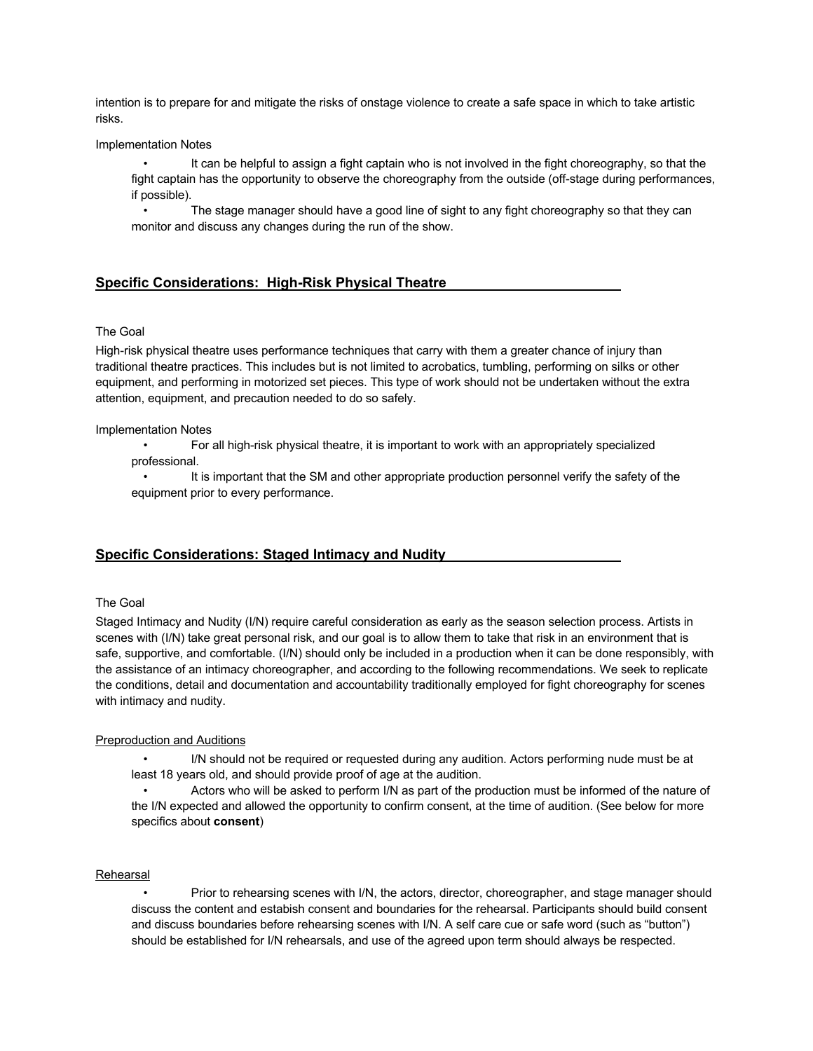intention is to prepare for and mitigate the risks of onstage violence to create a safe space in which to take artistic risks.

Implementation Notes

- It can be helpful to assign a fight captain who is not involved in the fight choreography, so that the fight captain has the opportunity to observe the choreography from the outside (off-stage during performances, if possible).
- The stage manager should have a good line of sight to any fight choreography so that they can monitor and discuss any changes during the run of the show.

## Specific Considerations: High-Risk Physical Theatre

The Goal

High-risk physical theatre uses performance techniques that carry with them a greater chance of injury than traditional theatre practices. This includes but is not limited to acrobatics, tumbling, performing on silks or other equipment, and performing in motorized set pieces. This type of work should not be undertaken without the extra attention, equipment, and precaution needed to do so safely.

Implementation Notes

- For all high-risk physical theatre, it is important to work with an appropriately specialized professional.
- It is important that the SM and other appropriate production personnel verify the safety of the equipment prior to every performance.

## Specific Considerations: Staged Intimacy and Nudity

The Goal

Staged Intimacy and Nudity (I/N) require careful consideration as early as the season selection process. Artists in scenes with (I/N) take great personal risk, and our goal is to allow them to take that risk in an environment that is safe, supportive, and comfortable. (I/N) should only be included in a production when it can be done responsibly, with the assistance of an intimacy choreographer, and according to the following recommendations. We seek to replicate the conditions, detail and documentation and accountability traditionally employed for fight choreography for scenes with intimacy and nudity.

Preproduction and Auditions

- I/N should not be required or requested during any audition. Actors performing nude must be at least 18 years old, and should provide proof of age at the audition.
- Actors who will be asked to perform I/N as part of the production must be informed of the nature of the I/N expected and allowed the opportunity to confirm consent, at the time of audition. (See below for more specifics about **consent**)

Rehearsal

- Prior to rehearsing scenes with I/N, the actors, director, choreographer, and stage manager should discuss the content and estabish consent and boundaries for the rehearsal. Participants should build consent and discuss boundaries before rehearsing scenes with I/N. A self care cue or safe word (such as "button") should be established for I/N rehearsals, and use of the agreed upon term should always be respected.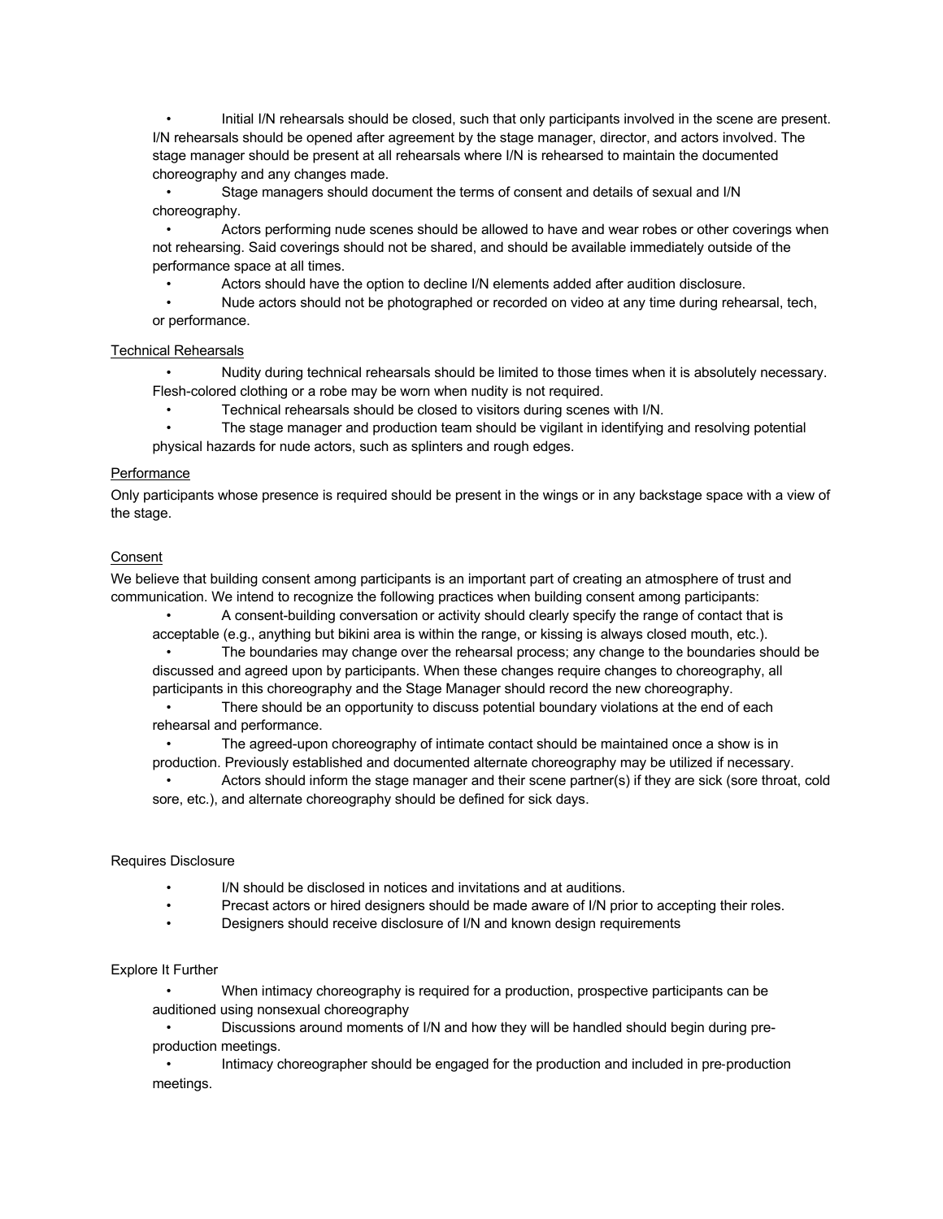- Initial I/N rehearsals should be closed, such that only participants involved in the scene are present. I/N rehearsals should be opened after agreement by the stage manager, director, and actors involved. The stage manager should be present at all rehearsals where I/N is rehearsed to maintain the documented choreography and any changes made.
- Stage managers should document the terms of consent and details of sexual and I/N choreography.
- Actors performing nude scenes should be allowed to have and wear robes or other coverings when not rehearsing. Said coverings should not be shared, and should be available immediately outside of the performance space at all times.
- Actors should have the option to decline I/N elements added after audition disclosure.
- Nude actors should not be photographed or recorded on video at any time during rehearsal, tech, or performance.

<u>Technical Rehearsals</u>

- Nudity during technical rehearsals should be limited to those times when it is absolutely necessary. Flesh-colored clothing or a robe may be worn when nudity is not required.
- Technical rehearsals should be closed to visitors during scenes with I/N.
- The stage manager and production team should be vigilant in identifying and resolving potential physical hazards for nude actors, such as splinters and rough edges.

<u>Performance</u>

Only participants whose presence is required should be present in the wings or in any backstage space with a view of the stage.

<u>Consent</u>

We believe that building consent among participants is an important part of creating an atmosphere of trust and communication. We intend to recognize the following practices when building consent among participants:

- A consent-building conversation or activity should clearly specify the range of contact that is acceptable (e.g., anything but bikini area is within the range, or kissing is always closed mouth, etc.).
- The boundaries may change over the rehearsal process; any change to the boundaries should be discussed and agreed upon by participants. When these changes require changes to choreography, all participants in this choreography and the Stage Manager should record the new choreography.
- There should be an opportunity to discuss potential boundary violations at the end of each rehearsal and performance.
- The agreed-upon choreography of intimate contact should be maintained once a show is in production. Previously established and documented alternate choreography may be utilized if necessary.
- Actors should inform the stage manager and their scene partner(s) if they are sick (sore throat, cold sore, etc.), and alternate choreography should be defined for sick days.

Requires Disclosure

- I/N should be disclosed in notices and invitations and at auditions.
- Precast actors or hired designers should be made aware of I/N prior to accepting their roles.
- Designers should receive disclosure of I/N and known design requirements

Explore It Further

- When intimacy choreography is required for a production, prospective participants can be auditioned using nonsexual choreography
- Discussions around moments of I/N and how they will be handled should begin during pre-production meetings.
- Intimacy choreographer should be engaged for the production and included in pre-production meetings.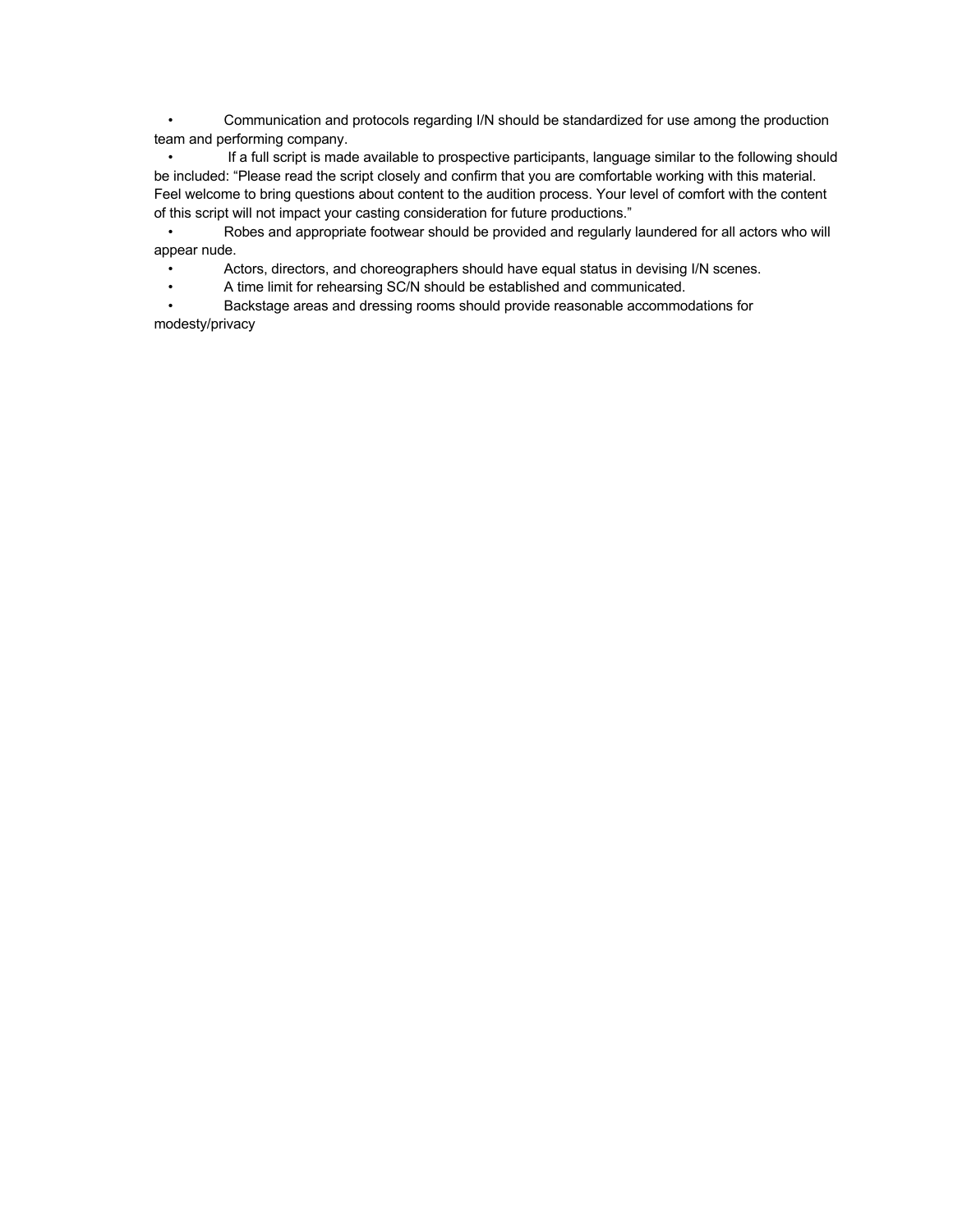- Communication and protocols regarding I/N should be standardized for use among the production team and performing company.
- If a full script is made available to prospective participants, language similar to the following should be included: "Please read the script closely and confirm that you are comfortable working with this material. Feel welcome to bring questions about content to the audition process. Your level of comfort with the content of this script will not impact your casting consideration for future productions."
- Robes and appropriate footwear should be provided and regularly laundered for all actors who will appear nude.
- Actors, directors, and choreographers should have equal status in devising I/N scenes.
- A time limit for rehearsing SC/N should be established and communicated.
- Backstage areas and dressing rooms should provide reasonable accommodations for modesty/privacy